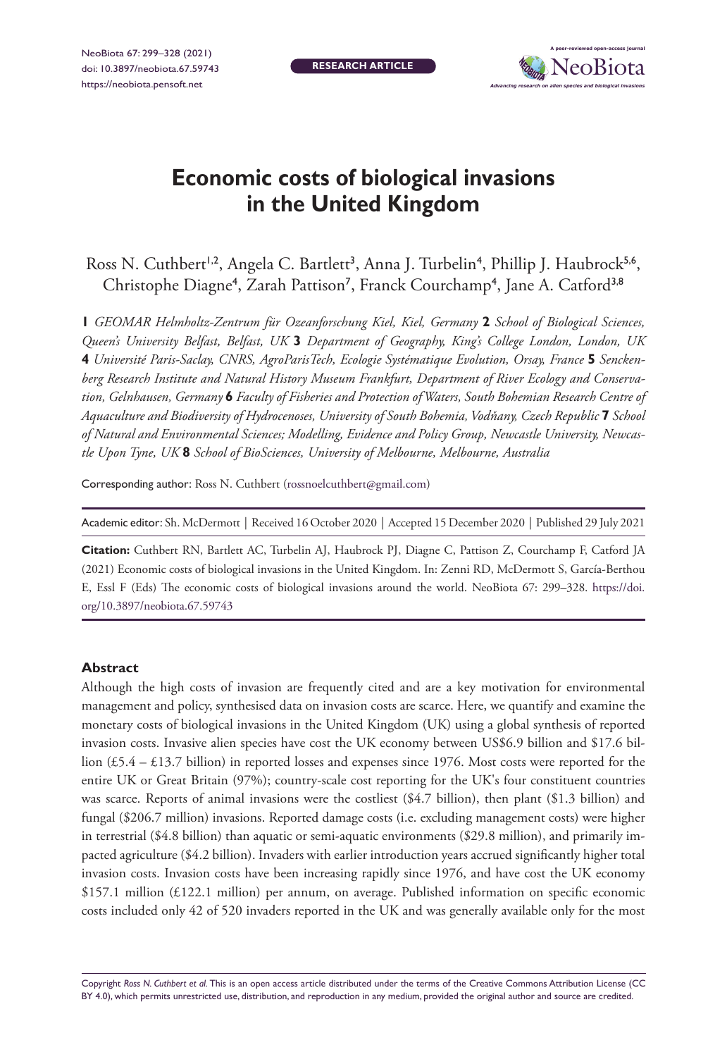# Economic costs of biological invasions in the United Kingdom

Ross N. Cuthbert[1,2], Angela C. Bartlett[3], Anna J. Turbelin[4], Phillip J. Haubrock[5,6], Christophe Diagne[4], Zarah Pattison[7], Franck Courchamp[4], Jane A. Catford[3,8]

**1** *GEOMAR Helmholtz-Zentrum für Ozeanforschung Kiel, Kiel, Germany* **2** *School of Biological Sciences, Queen's University Belfast, Belfast, UK* **3** *Department of Geography, King's College London, London, UK* **4** *Université Paris-Saclay, CNRS, AgroParisTech, Ecologie Systématique Evolution, Orsay, France* **5** *Senckenberg Research Institute and Natural History Museum Frankfurt, Department of River Ecology and Conservation, Gelnhausen, Germany* **6** *Faculty of Fisheries and Protection of Waters, South Bohemian Research Centre of Aquaculture and Biodiversity of Hydrocenoses, University of South Bohemia, Vodňany, Czech Republic* **7** *School of Natural and Environmental Sciences; Modelling, Evidence and Policy Group, Newcastle University, Newcastle Upon Tyne, UK* **8** *School of BioSciences, University of Melbourne, Melbourne, Australia*

Corresponding author: Ross N. Cuthbert (rossnoelcuthbert@gmail.com)

Academic editor: Sh. McDermott | Received 16 October 2020 | Accepted 15 December 2020 | Published 29 July 2021

**Citation:** Cuthbert RN, Bartlett AC, Turbelin AJ, Haubrock PJ, Diagne C, Pattison Z, Courchamp F, Catford JA (2021) Economic costs of biological invasions in the United Kingdom. In: Zenni RD, McDermott S, García-Berthou E, Essl F (Eds) The economic costs of biological invasions around the world. NeoBiota 67: 299–328. https://doi.org/10.3897/neobiota.67.59743

### Abstract

Although the high costs of invasion are frequently cited and are a key motivation for environmental management and policy, synthesised data on invasion costs are scarce. Here, we quantify and examine the monetary costs of biological invasions in the United Kingdom (UK) using a global synthesis of reported invasion costs. Invasive alien species have cost the UK economy between US$6.9 billion and $17.6 billion (£5.4 – £13.7 billion) in reported losses and expenses since 1976. Most costs were reported for the entire UK or Great Britain (97%); country-scale cost reporting for the UK's four constituent countries was scarce. Reports of animal invasions were the costliest ($4.7 billion), then plant ($1.3 billion) and fungal ($206.7 million) invasions. Reported damage costs (i.e. excluding management costs) were higher in terrestrial ($4.8 billion) than aquatic or semi-aquatic environments ($29.8 million), and primarily impacted agriculture ($4.2 billion). Invaders with earlier introduction years accrued significantly higher total invasion costs. Invasion costs have been increasing rapidly since 1976, and have cost the UK economy $157.1 million (£122.1 million) per annum, on average. Published information on specific economic costs included only 42 of 520 invaders reported in the UK and was generally available only for the most

Copyright *Ross N. Cuthbert et al.* This is an open access article distributed under the terms of the Creative Commons Attribution License (CC BY 4.0), which permits unrestricted use, distribution, and reproduction in any medium, provided the original author and source are credited.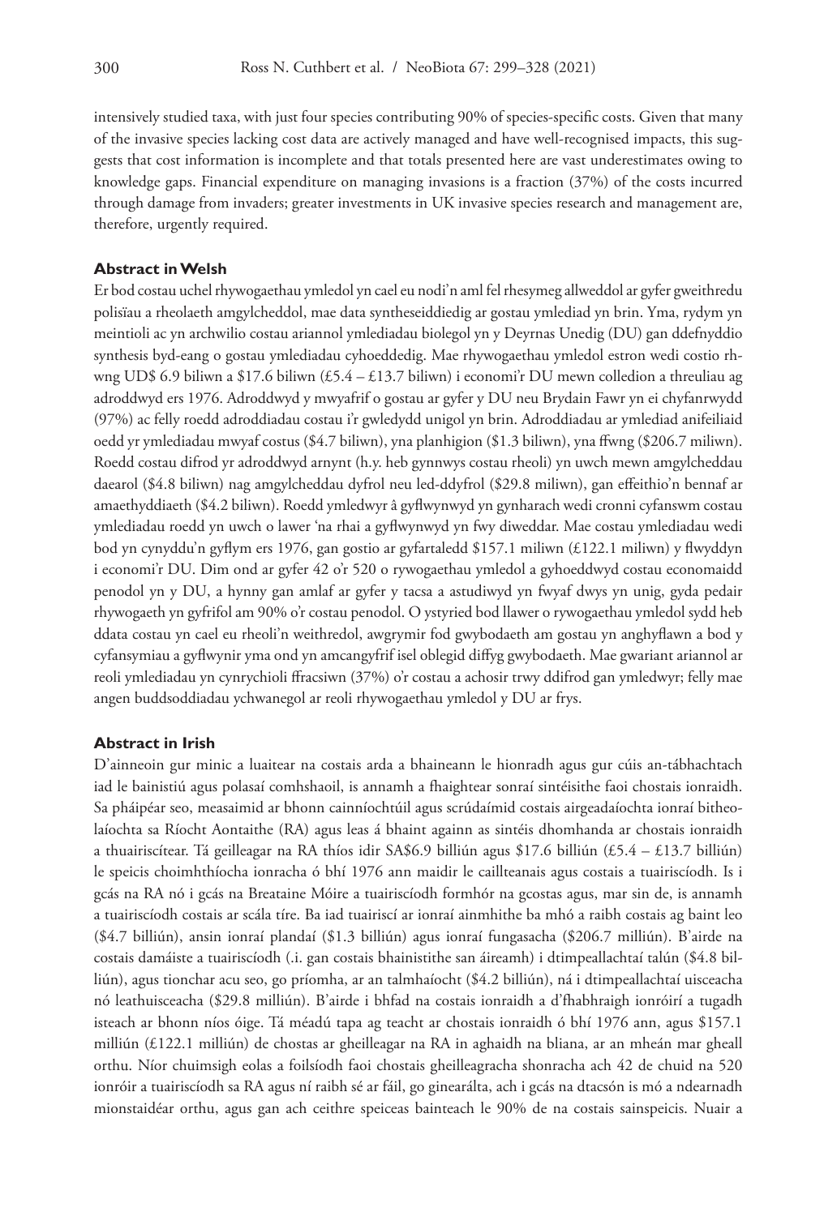intensively studied taxa, with just four species contributing 90% of species-specific costs. Given that many of the invasive species lacking cost data are actively managed and have well-recognised impacts, this suggests that cost information is incomplete and that totals presented here are vast underestimates owing to knowledge gaps. Financial expenditure on managing invasions is a fraction (37%) of the costs incurred through damage from invaders; greater investments in UK invasive species research and management are, therefore, urgently required.

### Abstract in Welsh

Er bod costau uchel rhywogaethau ymledol yn cael eu nodi'n aml fel rhesymeg allweddol ar gyfer gweithredu polisïau a rheolaeth amgylcheddol, mae data syntheseiddiedig ar gostau ymlediad yn brin. Yma, rydym yn meintioli ac yn archwilio costau ariannol ymlediadau biolegol yn y Deyrnas Unedig (DU) gan ddefnyddio synthesis byd-eang o gostau ymlediadau cyhoeddedig. Mae rhywogaethau ymledol estron wedi costio rhwng UD$ 6.9 biliwn a $17.6 biliwn (£5.4 – £13.7 biliwn) i economi'r DU mewn colledion a threuliau ag adroddwyd ers 1976. Adroddwyd y mwyafrif o gostau ar gyfer y DU neu Brydain Fawr yn ei chyfanrwydd (97%) ac felly roedd adroddiadau costau i'r gwledydd unigol yn brin. Adroddiadau ar ymlediad anifeiliaid oedd yr ymlediadau mwyaf costus ($4.7 biliwn), yna planhigion ($1.3 biliwn), yna ffwng ($206.7 miliwn). Roedd costau difrod yr adroddwyd arnynt (h.y. heb gynnwys costau rheoli) yn uwch mewn amgylcheddau daearol ($4.8 biliwn) nag amgylcheddau dyfrol neu led-ddyfrol ($29.8 miliwn), gan effeithio'n bennaf ar amaethyddiaeth ($4.2 biliwn). Roedd ymledwyr â gyflwynwyd yn gynharach wedi cronni cyfanswm costau ymlediadau roedd yn uwch o lawer 'na rhai a gyflwynwyd yn fwy diweddar. Mae costau ymlediadau wedi bod yn cynyddu'n gyflym ers 1976, gan gostio ar gyfartaledd $157.1 miliwn (£122.1 miliwn) y flwyddyn i economi'r DU. Dim ond ar gyfer 42 o'r 520 o rywogaethau ymledol a gyhoeddwyd costau economaidd penodol yn y DU, a hynny gan amlaf ar gyfer y tacsa a astudiwyd yn fwyaf dwys yn unig, gyda pedair rhywogaeth yn gyfrifol am 90% o'r costau penodol. O ystyried bod llawer o rywogaethau ymledol sydd heb ddata costau yn cael eu rheoli'n weithredol, awgrymir fod gwybodaeth am gostau yn anghyflawn a bod y cyfansymiau a gyflwynir yma ond yn amcangyfrif isel oblegid diffyg gwybodaeth. Mae gwariant ariannol ar reoli ymlediadau yn cynrychioli ffracsiwn (37%) o'r costau a achosir trwy ddifrod gan ymledwyr; felly mae angen buddsoddiadau ychwanegol ar reoli rhywogaethau ymledol y DU ar frys.

### Abstract in Irish

D'ainneoin gur minic a luaitear na costais arda a bhaineann le hionradh agus gur cúis an-tábhachtach iad le bainistiú agus polasaí comhshaoil, is annamh a fhaightear sonraí sintéisithe faoi chostais ionraidh. Sa pháipéar seo, measaimid ar bhonn cainníochtúil agus scrúdaímid costais airgeadaíochta ionraí bitheolaíochta sa Ríocht Aontaithe (RA) agus leas á bhaint againn as sintéis dhomhanda ar chostais ionraidh a thuairiscítear. Tá geilleagar na RA thíos idir SA$6.9 billiún agus $17.6 billiún (£5.4 – £13.7 billiún) le speicis choimhthíocha ionracha ó bhí 1976 ann maidir le caillteanais agus costais a tuairiscíodh. Is i gcás na RA nó i gcás na Breataine Móire a tuairiscíodh formhór na gcostas agus, mar sin de, is annamh a tuairiscíodh costais ar scála tíre. Ba iad tuairiscí ar ionraí ainmhithe ba mhó a raibh costais ag baint leo ($4.7 billiún), ansin ionraí plandaí ($1.3 billiún) agus ionraí fungasacha ($206.7 milliún). B'airde na costais damáiste a tuairiscíodh (.i. gan costais bhainistithe san áireamh) i dtimpeallachtaí talún ($4.8 billiún), agus tionchar acu seo, go príomha, ar an talmhaíocht ($4.2 billiún), ná i dtimpeallachtaí uisceacha nó leathuisceacha ($29.8 milliún). B'airde i bhfad na costais ionraidh a d'fhabhraigh ionróirí a tugadh isteach ar bhonn níos óige. Tá méadú tapa ag teacht ar chostais ionraidh ó bhí 1976 ann, agus $157.1 milliún (£122.1 milliún) de chostas ar gheilleagar na RA in aghaidh na bliana, ar an mheán mar gheall orthu. Níor chuimsigh eolas a foilsíodh faoi chostais gheilleagracha shonracha ach 42 de chuid na 520 ionróir a tuairiscíodh sa RA agus ní raibh sé ar fáil, go ginearálta, ach i gcás na dtacsón is mó a ndearnadh mionstaidéar orthu, agus gan ach ceithre speiceas bainteach le 90% de na costais sainspeicis. Nuair a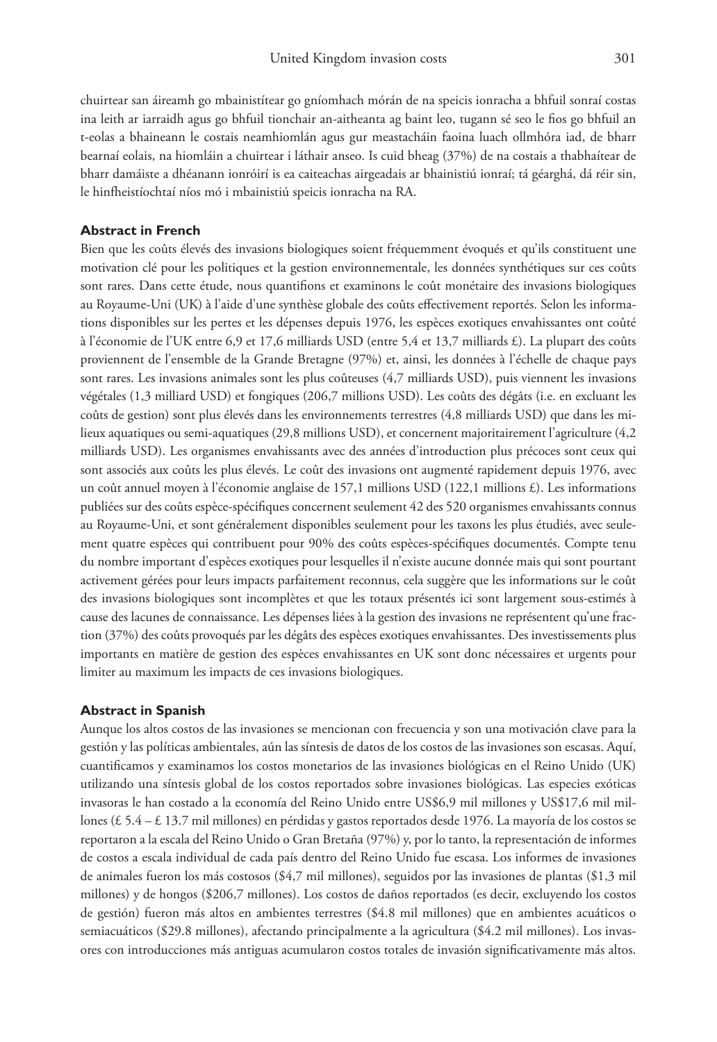chuirtear san áireamh go mbainistítear go gníomhach mórán de na speicis ionracha a bhfuil sonraí costas ina leith ar iarraidh agus go bhfuil tionchair an-aitheanta ag baint leo, tugann sé seo le fios go bhfuil an t-eolas a bhaineann le costais neamhiomlán agus gur meastacháin faoina luach ollmhóra iad, de bharr bearnaí eolais, na hiomláin a chuirtear i láthair anseo. Is cuid bheag (37%) de na costais a thabhaítear de bharr damáiste a dhéanann ionróirí is ea caiteachas airgeadais ar bhainistiú ionraí; tá géarghá, dá réir sin, le hinfheistíochtaí níos mó i mbainistiú speicis ionracha na RA.

### Abstract in French

Bien que les coûts élevés des invasions biologiques soient fréquemment évoqués et qu'ils constituent une motivation clé pour les politiques et la gestion environnementale, les données synthétiques sur ces coûts sont rares. Dans cette étude, nous quantifions et examinons le coût monétaire des invasions biologiques au Royaume-Uni (UK) à l'aide d'une synthèse globale des coûts effectivement reportés. Selon les informations disponibles sur les pertes et les dépenses depuis 1976, les espèces exotiques envahissantes ont coûté à l'économie de l'UK entre 6,9 et 17,6 milliards USD (entre 5,4 et 13,7 milliards £). La plupart des coûts proviennent de l'ensemble de la Grande Bretagne (97%) et, ainsi, les données à l'échelle de chaque pays sont rares. Les invasions animales sont les plus coûteuses (4,7 milliards USD), puis viennent les invasions végétales (1,3 milliard USD) et fongiques (206,7 millions USD). Les coûts des dégâts (i.e. en excluant les coûts de gestion) sont plus élevés dans les environnements terrestres (4,8 milliards USD) que dans les milieux aquatiques ou semi-aquatiques (29,8 millions USD), et concernent majoritairement l'agriculture (4,2 milliards USD). Les organismes envahissants avec des années d'introduction plus précoces sont ceux qui sont associés aux coûts les plus élevés. Le coût des invasions ont augmenté rapidement depuis 1976, avec un coût annuel moyen à l'économie anglaise de 157,1 millions USD (122,1 millions £). Les informations publiées sur des coûts espèce-spécifiques concernent seulement 42 des 520 organismes envahissants connus au Royaume-Uni, et sont généralement disponibles seulement pour les taxons les plus étudiés, avec seulement quatre espèces qui contribuent pour 90% des coûts espèces-spécifiques documentés. Compte tenu du nombre important d'espèces exotiques pour lesquelles il n'existe aucune donnée mais qui sont pourtant activement gérées pour leurs impacts parfaitement reconnus, cela suggère que les informations sur le coût des invasions biologiques sont incomplètes et que les totaux présentés ici sont largement sous-estimés à cause des lacunes de connaissance. Les dépenses liées à la gestion des invasions ne représentent qu'une fraction (37%) des coûts provoqués par les dégâts des espèces exotiques envahissantes. Des investissements plus importants en matière de gestion des espèces envahissantes en UK sont donc nécessaires et urgents pour limiter au maximum les impacts de ces invasions biologiques.

### Abstract in Spanish

Aunque los altos costos de las invasiones se mencionan con frecuencia y son una motivación clave para la gestión y las políticas ambientales, aún las síntesis de datos de los costos de las invasiones son escasas. Aquí, cuantificamos y examinamos los costos monetarios de las invasiones biológicas en el Reino Unido (UK) utilizando una síntesis global de los costos reportados sobre invasiones biológicas. Las especies exóticas invasoras le han costado a la economía del Reino Unido entre US$6,9 mil millones y US$17,6 mil millones (£ 5.4 – £ 13.7 mil millones) en pérdidas y gastos reportados desde 1976. La mayoría de los costos se reportaron a la escala del Reino Unido o Gran Bretaña (97%) y, por lo tanto, la representación de informes de costos a escala individual de cada país dentro del Reino Unido fue escasa. Los informes de invasiones de animales fueron los más costosos ($4,7 mil millones), seguidos por las invasiones de plantas ($1,3 mil millones) y de hongos ($206,7 millones). Los costos de daños reportados (es decir, excluyendo los costos de gestión) fueron más altos en ambientes terrestres ($4.8 mil millones) que en ambientes acuáticos o semiacuáticos ($29.8 millones), afectando principalmente a la agricultura ($4.2 mil millones). Los invasores con introducciones más antiguas acumularon costos totales de invasión significativamente más altos.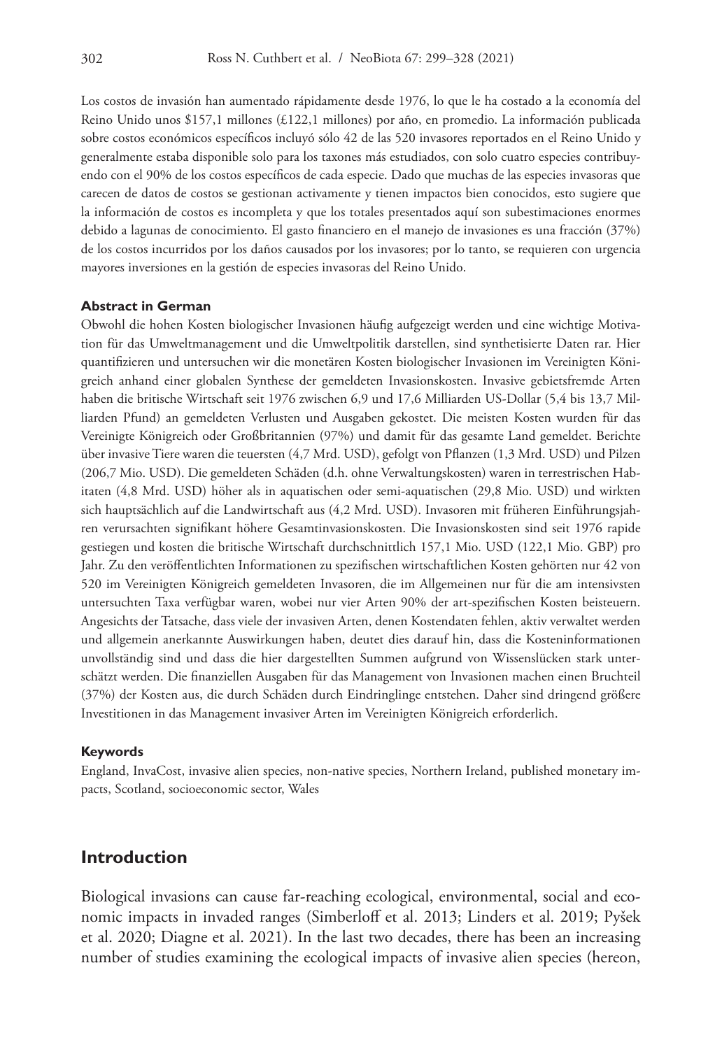Los costos de invasión han aumentado rápidamente desde 1976, lo que le ha costado a la economía del Reino Unido unos $157,1 millones (£122,1 millones) por año, en promedio. La información publicada sobre costos económicos específicos incluyó sólo 42 de las 520 invasores reportados en el Reino Unido y generalmente estaba disponible solo para los taxones más estudiados, con solo cuatro especies contribuyendo con el 90% de los costos específicos de cada especie. Dado que muchas de las especies invasoras que carecen de datos de costos se gestionan activamente y tienen impactos bien conocidos, esto sugiere que la información de costos es incompleta y que los totales presentados aquí son subestimaciones enormes debido a lagunas de conocimiento. El gasto financiero en el manejo de invasiones es una fracción (37%) de los costos incurridos por los daños causados por los invasores; por lo tanto, se requieren con urgencia mayores inversiones en la gestión de especies invasoras del Reino Unido.

#### Abstract in German

Obwohl die hohen Kosten biologischer Invasionen häufig aufgezeigt werden und eine wichtige Motivation für das Umweltmanagement und die Umweltpolitik darstellen, sind synthetisierte Daten rar. Hier quantifizieren und untersuchen wir die monetären Kosten biologischer Invasionen im Vereinigten Königreich anhand einer globalen Synthese der gemeldeten Invasionskosten. Invasive gebietsfremde Arten haben die britische Wirtschaft seit 1976 zwischen 6,9 und 17,6 Milliarden US-Dollar (5,4 bis 13,7 Milliarden Pfund) an gemeldeten Verlusten und Ausgaben gekostet. Die meisten Kosten wurden für das Vereinigte Königreich oder Großbritannien (97%) und damit für das gesamte Land gemeldet. Berichte über invasive Tiere waren die teuersten (4,7 Mrd. USD), gefolgt von Pflanzen (1,3 Mrd. USD) und Pilzen (206,7 Mio. USD). Die gemeldeten Schäden (d.h. ohne Verwaltungskosten) waren in terrestrischen Habitaten (4,8 Mrd. USD) höher als in aquatischen oder semi-aquatischen (29,8 Mio. USD) und wirkten sich hauptsächlich auf die Landwirtschaft aus (4,2 Mrd. USD). Invasoren mit früheren Einführungsjahren verursachten signifikant höhere Gesamtinvasionskosten. Die Invasionskosten sind seit 1976 rapide gestiegen und kosten die britische Wirtschaft durchschnittlich 157,1 Mio. USD (122,1 Mio. GBP) pro Jahr. Zu den veröffentlichten Informationen zu spezifischen wirtschaftlichen Kosten gehörten nur 42 von 520 im Vereinigten Königreich gemeldeten Invasoren, die im Allgemeinen nur für die am intensivsten untersuchten Taxa verfügbar waren, wobei nur vier Arten 90% der art-spezifischen Kosten beisteuern. Angesichts der Tatsache, dass viele der invasiven Arten, denen Kostendaten fehlen, aktiv verwaltet werden und allgemein anerkannte Auswirkungen haben, deutet dies darauf hin, dass die Kosteninformationen unvollständig sind und dass die hier dargestellten Summen aufgrund von Wissenslücken stark unterschätzt werden. Die finanziellen Ausgaben für das Management von Invasionen machen einen Bruchteil (37%) der Kosten aus, die durch Schäden durch Eindringlinge entstehen. Daher sind dringend größere Investitionen in das Management invasiver Arten im Vereinigten Königreich erforderlich.

#### Keywords

England, InvaCost, invasive alien species, non-native species, Northern Ireland, published monetary impacts, Scotland, socioeconomic sector, Wales

## Introduction

Biological invasions can cause far-reaching ecological, environmental, social and economic impacts in invaded ranges (Simberloff et al. 2013; Linders et al. 2019; Pyšek et al. 2020; Diagne et al. 2021). In the last two decades, there has been an increasing number of studies examining the ecological impacts of invasive alien species (hereon,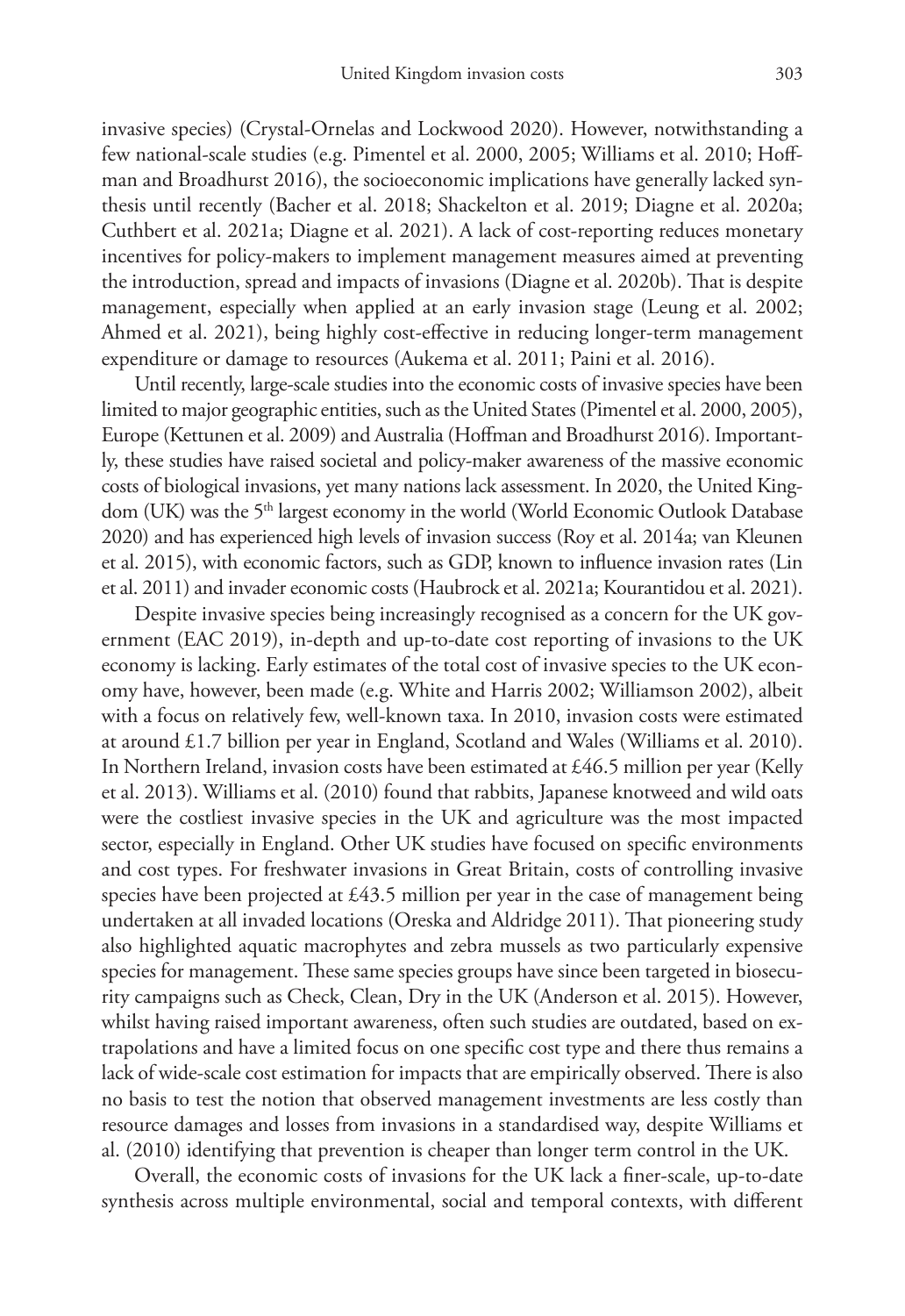invasive species) (Crystal-Ornelas and Lockwood 2020). However, notwithstanding a few national-scale studies (e.g. Pimentel et al. 2000, 2005; Williams et al. 2010; Hoffman and Broadhurst 2016), the socioeconomic implications have generally lacked synthesis until recently (Bacher et al. 2018; Shackelton et al. 2019; Diagne et al. 2020a; Cuthbert et al. 2021a; Diagne et al. 2021). A lack of cost-reporting reduces monetary incentives for policy-makers to implement management measures aimed at preventing the introduction, spread and impacts of invasions (Diagne et al. 2020b). That is despite management, especially when applied at an early invasion stage (Leung et al. 2002; Ahmed et al. 2021), being highly cost-effective in reducing longer-term management expenditure or damage to resources (Aukema et al. 2011; Paini et al. 2016).

Until recently, large-scale studies into the economic costs of invasive species have been limited to major geographic entities, such as the United States (Pimentel et al. 2000, 2005), Europe (Kettunen et al. 2009) and Australia (Hoffman and Broadhurst 2016). Importantly, these studies have raised societal and policy-maker awareness of the massive economic costs of biological invasions, yet many nations lack assessment. In 2020, the United Kingdom (UK) was the 5th largest economy in the world (World Economic Outlook Database 2020) and has experienced high levels of invasion success (Roy et al. 2014a; van Kleunen et al. 2015), with economic factors, such as GDP, known to influence invasion rates (Lin et al. 2011) and invader economic costs (Haubrock et al. 2021a; Kourantidou et al. 2021).

Despite invasive species being increasingly recognised as a concern for the UK government (EAC 2019), in-depth and up-to-date cost reporting of invasions to the UK economy is lacking. Early estimates of the total cost of invasive species to the UK economy have, however, been made (e.g. White and Harris 2002; Williamson 2002), albeit with a focus on relatively few, well-known taxa. In 2010, invasion costs were estimated at around £1.7 billion per year in England, Scotland and Wales (Williams et al. 2010). In Northern Ireland, invasion costs have been estimated at £46.5 million per year (Kelly et al. 2013). Williams et al. (2010) found that rabbits, Japanese knotweed and wild oats were the costliest invasive species in the UK and agriculture was the most impacted sector, especially in England. Other UK studies have focused on specific environments and cost types. For freshwater invasions in Great Britain, costs of controlling invasive species have been projected at £43.5 million per year in the case of management being undertaken at all invaded locations (Oreska and Aldridge 2011). That pioneering study also highlighted aquatic macrophytes and zebra mussels as two particularly expensive species for management. These same species groups have since been targeted in biosecurity campaigns such as Check, Clean, Dry in the UK (Anderson et al. 2015). However, whilst having raised important awareness, often such studies are outdated, based on extrapolations and have a limited focus on one specific cost type and there thus remains a lack of wide-scale cost estimation for impacts that are empirically observed. There is also no basis to test the notion that observed management investments are less costly than resource damages and losses from invasions in a standardised way, despite Williams et al. (2010) identifying that prevention is cheaper than longer term control in the UK.

Overall, the economic costs of invasions for the UK lack a finer-scale, up-to-date synthesis across multiple environmental, social and temporal contexts, with different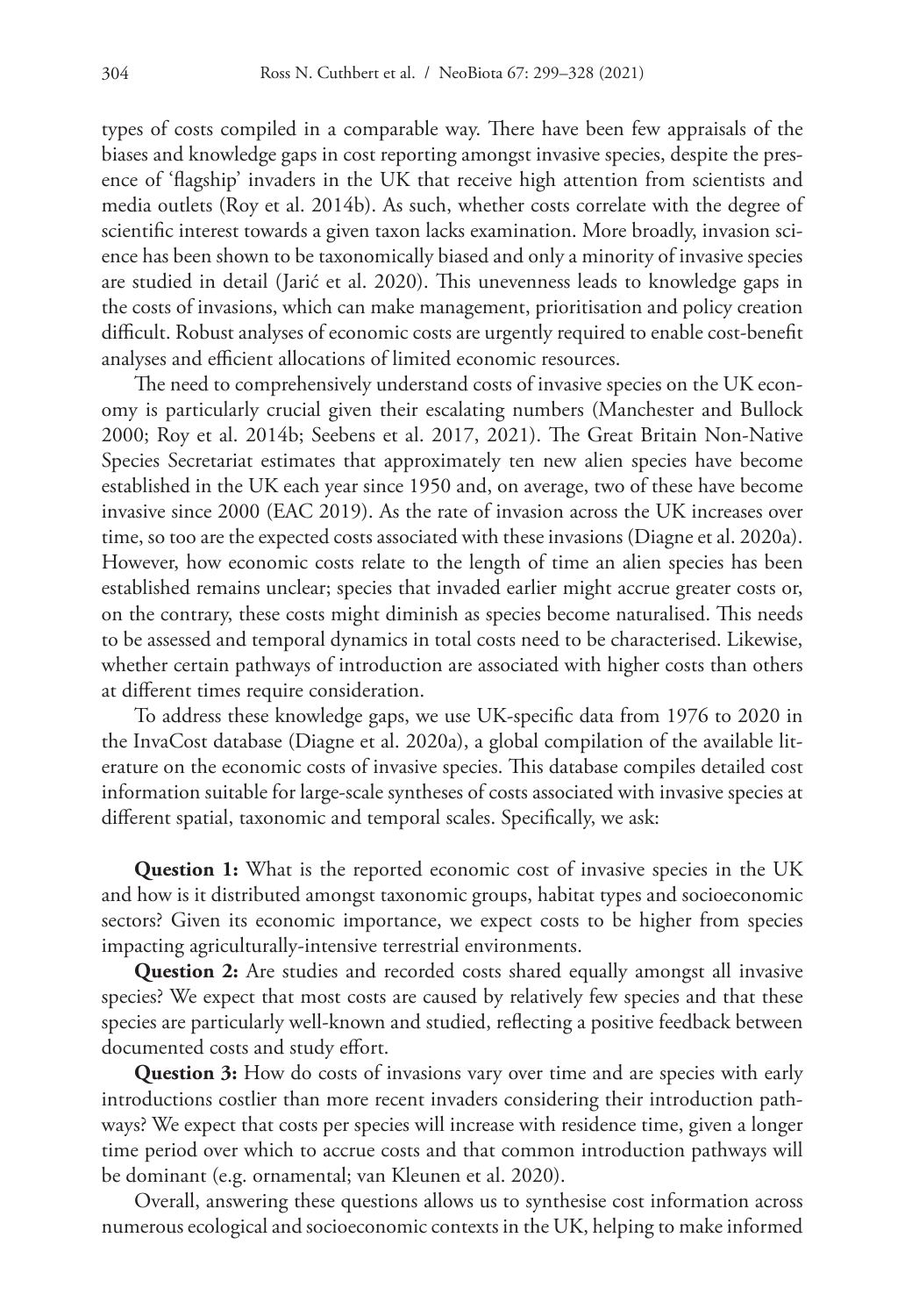types of costs compiled in a comparable way. There have been few appraisals of the biases and knowledge gaps in cost reporting amongst invasive species, despite the presence of 'flagship' invaders in the UK that receive high attention from scientists and media outlets (Roy et al. 2014b). As such, whether costs correlate with the degree of scientific interest towards a given taxon lacks examination. More broadly, invasion science has been shown to be taxonomically biased and only a minority of invasive species are studied in detail (Jarić et al. 2020). This unevenness leads to knowledge gaps in the costs of invasions, which can make management, prioritisation and policy creation difficult. Robust analyses of economic costs are urgently required to enable cost-benefit analyses and efficient allocations of limited economic resources.

The need to comprehensively understand costs of invasive species on the UK economy is particularly crucial given their escalating numbers (Manchester and Bullock 2000; Roy et al. 2014b; Seebens et al. 2017, 2021). The Great Britain Non-Native Species Secretariat estimates that approximately ten new alien species have become established in the UK each year since 1950 and, on average, two of these have become invasive since 2000 (EAC 2019). As the rate of invasion across the UK increases over time, so too are the expected costs associated with these invasions (Diagne et al. 2020a). However, how economic costs relate to the length of time an alien species has been established remains unclear; species that invaded earlier might accrue greater costs or, on the contrary, these costs might diminish as species become naturalised. This needs to be assessed and temporal dynamics in total costs need to be characterised. Likewise, whether certain pathways of introduction are associated with higher costs than others at different times require consideration.

To address these knowledge gaps, we use UK-specific data from 1976 to 2020 in the InvaCost database (Diagne et al. 2020a), a global compilation of the available literature on the economic costs of invasive species. This database compiles detailed cost information suitable for large-scale syntheses of costs associated with invasive species at different spatial, taxonomic and temporal scales. Specifically, we ask:

**Question 1:** What is the reported economic cost of invasive species in the UK and how is it distributed amongst taxonomic groups, habitat types and socioeconomic sectors? Given its economic importance, we expect costs to be higher from species impacting agriculturally-intensive terrestrial environments.

**Question 2:** Are studies and recorded costs shared equally amongst all invasive species? We expect that most costs are caused by relatively few species and that these species are particularly well-known and studied, reflecting a positive feedback between documented costs and study effort.

**Question 3:** How do costs of invasions vary over time and are species with early introductions costlier than more recent invaders considering their introduction pathways? We expect that costs per species will increase with residence time, given a longer time period over which to accrue costs and that common introduction pathways will be dominant (e.g. ornamental; van Kleunen et al. 2020).

Overall, answering these questions allows us to synthesise cost information across numerous ecological and socioeconomic contexts in the UK, helping to make informed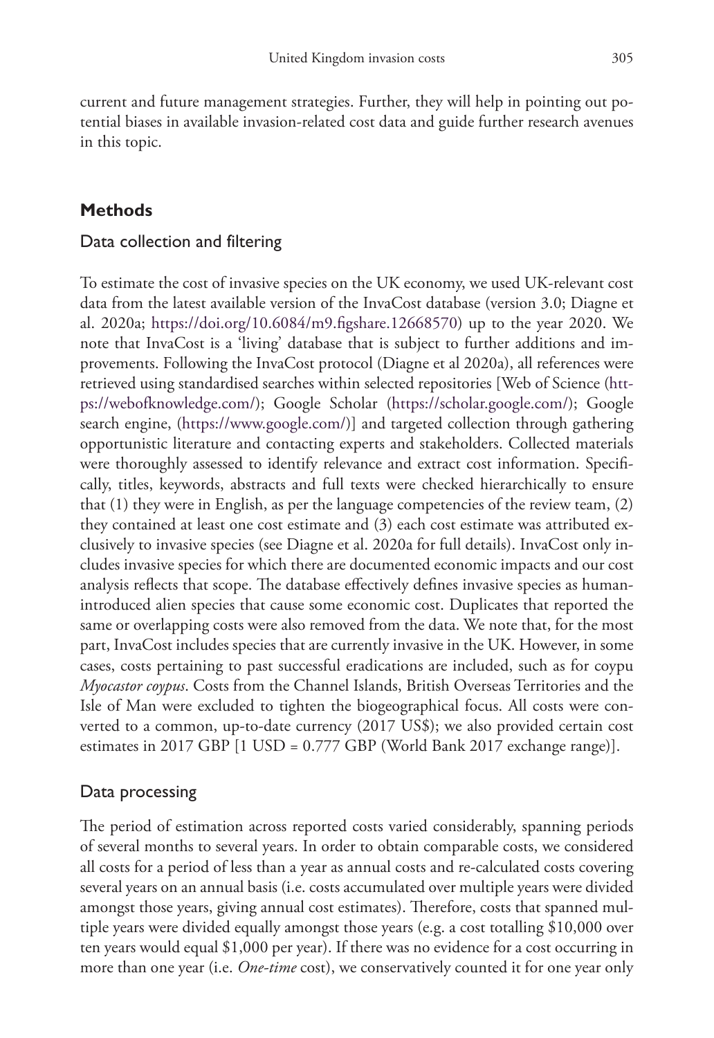current and future management strategies. Further, they will help in pointing out potential biases in available invasion-related cost data and guide further research avenues in this topic.

## Methods

### Data collection and filtering

To estimate the cost of invasive species on the UK economy, we used UK-relevant cost data from the latest available version of the InvaCost database (version 3.0; Diagne et al. 2020a; https://doi.org/10.6084/m9.figshare.12668570) up to the year 2020. We note that InvaCost is a 'living' database that is subject to further additions and improvements. Following the InvaCost protocol (Diagne et al 2020a), all references were retrieved using standardised searches within selected repositories [Web of Science (https://webofknowledge.com/); Google Scholar (https://scholar.google.com/); Google search engine, (https://www.google.com/)] and targeted collection through gathering opportunistic literature and contacting experts and stakeholders. Collected materials were thoroughly assessed to identify relevance and extract cost information. Specifically, titles, keywords, abstracts and full texts were checked hierarchically to ensure that (1) they were in English, as per the language competencies of the review team, (2) they contained at least one cost estimate and (3) each cost estimate was attributed exclusively to invasive species (see Diagne et al. 2020a for full details). InvaCost only includes invasive species for which there are documented economic impacts and our cost analysis reflects that scope. The database effectively defines invasive species as human-introduced alien species that cause some economic cost. Duplicates that reported the same or overlapping costs were also removed from the data. We note that, for the most part, InvaCost includes species that are currently invasive in the UK. However, in some cases, costs pertaining to past successful eradications are included, such as for coypu *Myocastor coypus*. Costs from the Channel Islands, British Overseas Territories and the Isle of Man were excluded to tighten the biogeographical focus. All costs were converted to a common, up-to-date currency (2017 US$); we also provided certain cost estimates in 2017 GBP [1 USD = 0.777 GBP (World Bank 2017 exchange range)].

### Data processing

The period of estimation across reported costs varied considerably, spanning periods of several months to several years. In order to obtain comparable costs, we considered all costs for a period of less than a year as annual costs and re-calculated costs covering several years on an annual basis (i.e. costs accumulated over multiple years were divided amongst those years, giving annual cost estimates). Therefore, costs that spanned multiple years were divided equally amongst those years (e.g. a cost totalling $10,000 over ten years would equal $1,000 per year). If there was no evidence for a cost occurring in more than one year (i.e. *One-time* cost), we conservatively counted it for one year only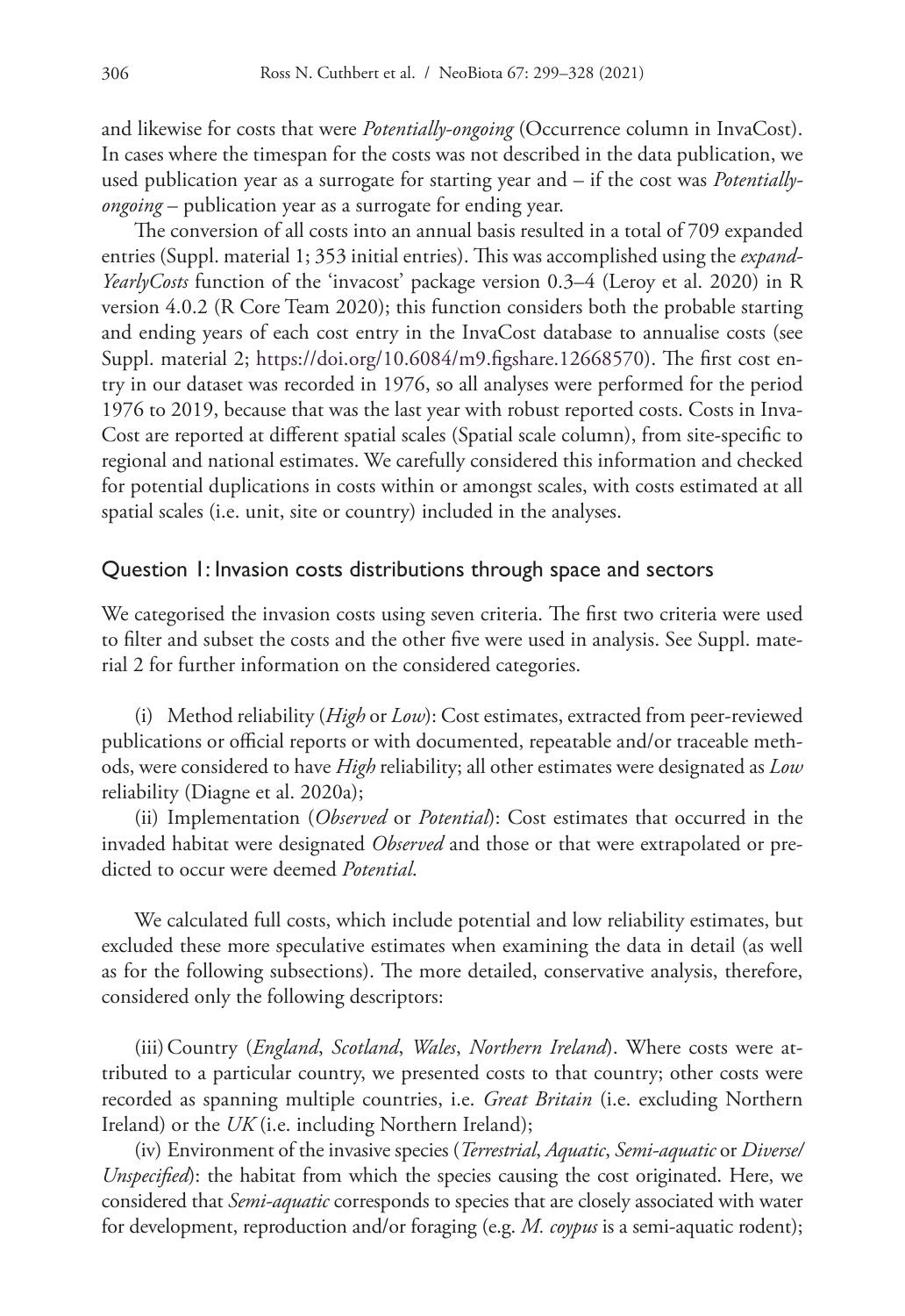and likewise for costs that were *Potentially-ongoing* (Occurrence column in InvaCost). In cases where the timespan for the costs was not described in the data publication, we used publication year as a surrogate for starting year and – if the cost was *Potentially-ongoing* – publication year as a surrogate for ending year.

The conversion of all costs into an annual basis resulted in a total of 709 expanded entries (Suppl. material 1; 353 initial entries). This was accomplished using the *expandYearlyCosts* function of the 'invacost' package version 0.3–4 (Leroy et al. 2020) in R version 4.0.2 (R Core Team 2020); this function considers both the probable starting and ending years of each cost entry in the InvaCost database to annualise costs (see Suppl. material 2; https://doi.org/10.6084/m9.figshare.12668570). The first cost entry in our dataset was recorded in 1976, so all analyses were performed for the period 1976 to 2019, because that was the last year with robust reported costs. Costs in InvaCost are reported at different spatial scales (Spatial scale column), from site-specific to regional and national estimates. We carefully considered this information and checked for potential duplications in costs within or amongst scales, with costs estimated at all spatial scales (i.e. unit, site or country) included in the analyses.

## Question 1: Invasion costs distributions through space and sectors

We categorised the invasion costs using seven criteria. The first two criteria were used to filter and subset the costs and the other five were used in analysis. See Suppl. material 2 for further information on the considered categories.

(i) Method reliability (*High* or *Low*): Cost estimates, extracted from peer-reviewed publications or official reports or with documented, repeatable and/or traceable methods, were considered to have *High* reliability; all other estimates were designated as *Low* reliability (Diagne et al. 2020a);

(ii) Implementation (*Observed* or *Potential*): Cost estimates that occurred in the invaded habitat were designated *Observed* and those or that were extrapolated or predicted to occur were deemed *Potential*.

We calculated full costs, which include potential and low reliability estimates, but excluded these more speculative estimates when examining the data in detail (as well as for the following subsections). The more detailed, conservative analysis, therefore, considered only the following descriptors:

(iii) Country (*England*, *Scotland*, *Wales*, *Northern Ireland*). Where costs were attributed to a particular country, we presented costs to that country; other costs were recorded as spanning multiple countries, i.e. *Great Britain* (i.e. excluding Northern Ireland) or the *UK* (i.e. including Northern Ireland);

(iv) Environment of the invasive species (*Terrestrial*, *Aquatic*, *Semi-aquatic* or *Diverse/Unspecified*): the habitat from which the species causing the cost originated. Here, we considered that *Semi-aquatic* corresponds to species that are closely associated with water for development, reproduction and/or foraging (e.g. *M. coypus* is a semi-aquatic rodent);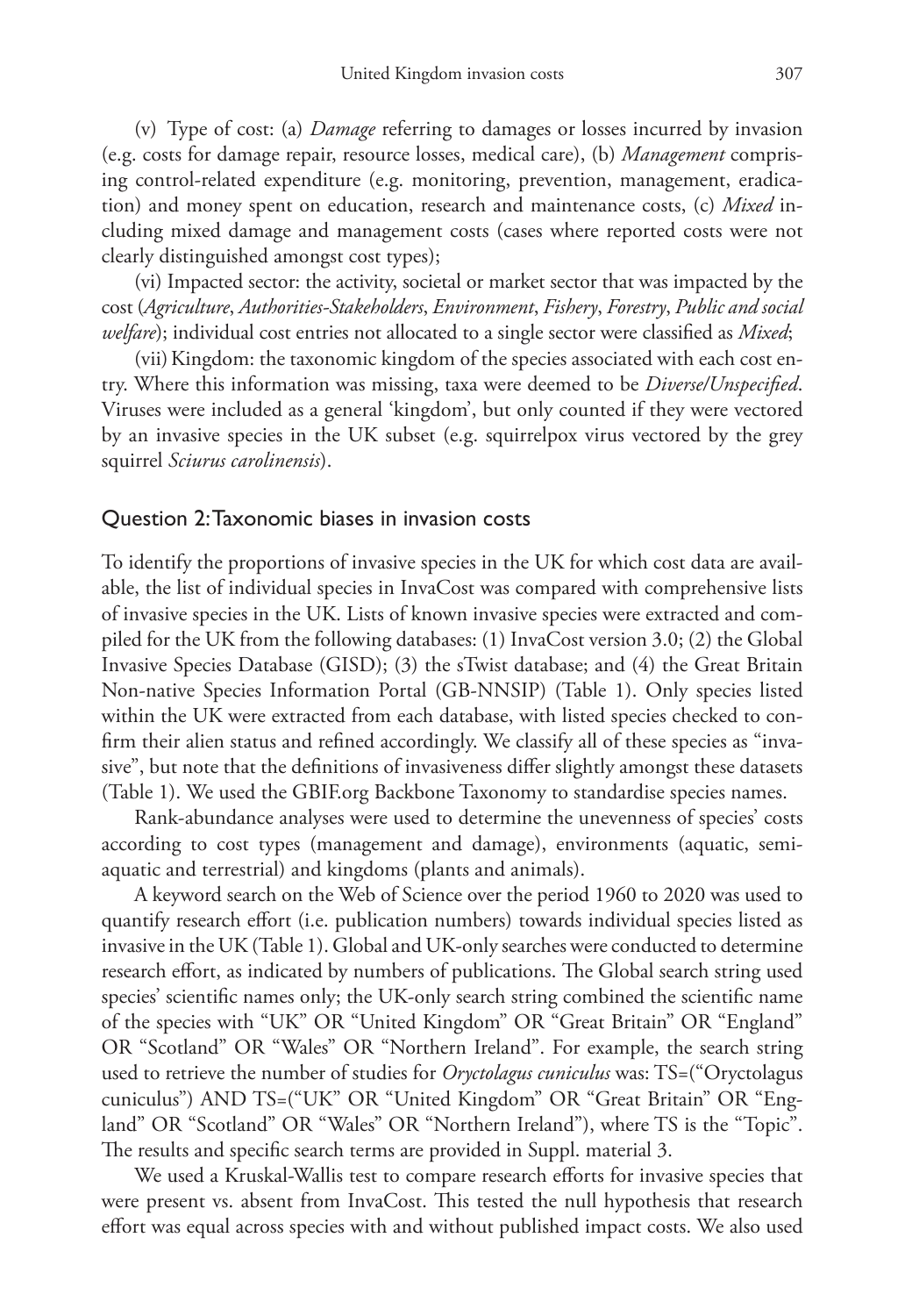(v) Type of cost: (a) *Damage* referring to damages or losses incurred by invasion (e.g. costs for damage repair, resource losses, medical care), (b) *Management* comprising control-related expenditure (e.g. monitoring, prevention, management, eradication) and money spent on education, research and maintenance costs, (c) *Mixed* including mixed damage and management costs (cases where reported costs were not clearly distinguished amongst cost types);

(vi) Impacted sector: the activity, societal or market sector that was impacted by the cost (*Agriculture*, *Authorities-Stakeholders*, *Environment*, *Fishery*, *Forestry*, *Public and social welfare*); individual cost entries not allocated to a single sector were classified as *Mixed*;

(vii) Kingdom: the taxonomic kingdom of the species associated with each cost entry. Where this information was missing, taxa were deemed to be *Diverse/Unspecified*. Viruses were included as a general 'kingdom', but only counted if they were vectored by an invasive species in the UK subset (e.g. squirrelpox virus vectored by the grey squirrel *Sciurus carolinensis*).

## Question 2: Taxonomic biases in invasion costs

To identify the proportions of invasive species in the UK for which cost data are available, the list of individual species in InvaCost was compared with comprehensive lists of invasive species in the UK. Lists of known invasive species were extracted and compiled for the UK from the following databases: (1) InvaCost version 3.0; (2) the Global Invasive Species Database (GISD); (3) the sTwist database; and (4) the Great Britain Non-native Species Information Portal (GB-NNSIP) (Table 1). Only species listed within the UK were extracted from each database, with listed species checked to confirm their alien status and refined accordingly. We classify all of these species as "invasive", but note that the definitions of invasiveness differ slightly amongst these datasets (Table 1). We used the GBIF.org Backbone Taxonomy to standardise species names.

Rank-abundance analyses were used to determine the unevenness of species' costs according to cost types (management and damage), environments (aquatic, semi-aquatic and terrestrial) and kingdoms (plants and animals).

A keyword search on the Web of Science over the period 1960 to 2020 was used to quantify research effort (i.e. publication numbers) towards individual species listed as invasive in the UK (Table 1). Global and UK-only searches were conducted to determine research effort, as indicated by numbers of publications. The Global search string used species' scientific names only; the UK-only search string combined the scientific name of the species with "UK" OR "United Kingdom" OR "Great Britain" OR "England" OR "Scotland" OR "Wales" OR "Northern Ireland". For example, the search string used to retrieve the number of studies for *Oryctolagus cuniculus* was: TS=("Oryctolagus cuniculus") AND TS=("UK" OR "United Kingdom" OR "Great Britain" OR "England" OR "Scotland" OR "Wales" OR "Northern Ireland"), where TS is the "Topic". The results and specific search terms are provided in Suppl. material 3.

We used a Kruskal-Wallis test to compare research efforts for invasive species that were present vs. absent from InvaCost. This tested the null hypothesis that research effort was equal across species with and without published impact costs. We also used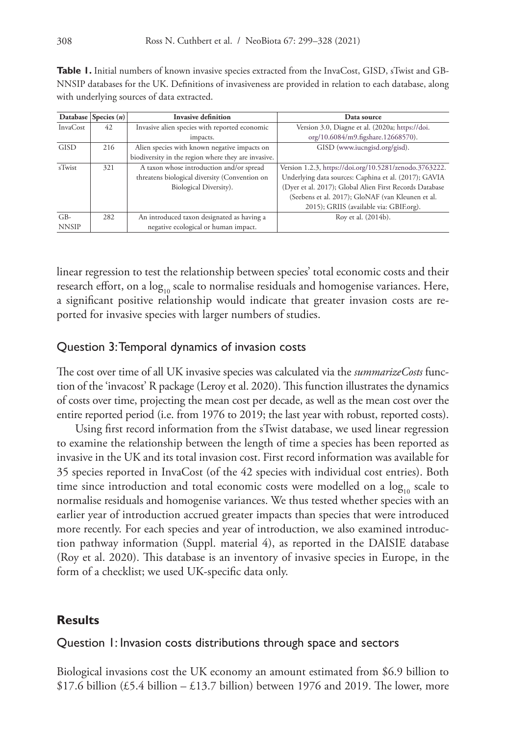**Table 1.** Initial numbers of known invasive species extracted from the InvaCost, GISD, sTwist and GB-NNSIP databases for the UK. Definitions of invasiveness are provided in relation to each database, along with underlying sources of data extracted.

| Database | Species (*n*) | Invasive definition | Data source |
|---|---|---|---|
| InvaCost | 42 | Invasive alien species with reported economic impacts. | Version 3.0, Diagne et al. (2020a; https://doi.org/10.6084/m9.figshare.12668570). |
| GISD | 216 | Alien species with known negative impacts on biodiversity in the region where they are invasive. | GISD (www.iucngisd.org/gisd). |
| sTwist | 321 | A taxon whose introduction and/or spread threatens biological diversity (Convention on Biological Diversity). | Version 1.2.3, https://doi.org/10.5281/zenodo.3763222. Underlying data sources: Caphina et al. (2017); GAVIA (Dyer et al. 2017); Global Alien First Records Database (Seebens et al. 2017); GloNAF (van Kleunen et al. 2015); GRIIS (available via: GBIF.org). |
| GB-NNSIP | 282 | An introduced taxon designated as having a negative ecological or human impact. | Roy et al. (2014b). |

linear regression to test the relationship between species' total economic costs and their research effort, on a $\log_{10}$ scale to normalise residuals and homogenise variances. Here, a significant positive relationship would indicate that greater invasion costs are reported for invasive species with larger numbers of studies.

## Question 3: Temporal dynamics of invasion costs

The cost over time of all UK invasive species was calculated via the *summarizeCosts* function of the 'invacost' R package (Leroy et al. 2020). This function illustrates the dynamics of costs over time, projecting the mean cost per decade, as well as the mean cost over the entire reported period (i.e. from 1976 to 2019; the last year with robust, reported costs).

Using first record information from the sTwist database, we used linear regression to examine the relationship between the length of time a species has been reported as invasive in the UK and its total invasion cost. First record information was available for 35 species reported in InvaCost (of the 42 species with individual cost entries). Both time since introduction and total economic costs were modelled on a $\log_{10}$ scale to normalise residuals and homogenise variances. We thus tested whether species with an earlier year of introduction accrued greater impacts than species that were introduced more recently. For each species and year of introduction, we also examined introduction pathway information (Suppl. material 4), as reported in the DAISIE database (Roy et al. 2020). This database is an inventory of invasive species in Europe, in the form of a checklist; we used UK-specific data only.

# Results

## Question 1: Invasion costs distributions through space and sectors

Biological invasions cost the UK economy an amount estimated from \$6.9 billion to \$17.6 billion (£5.4 billion – £13.7 billion) between 1976 and 2019. The lower, more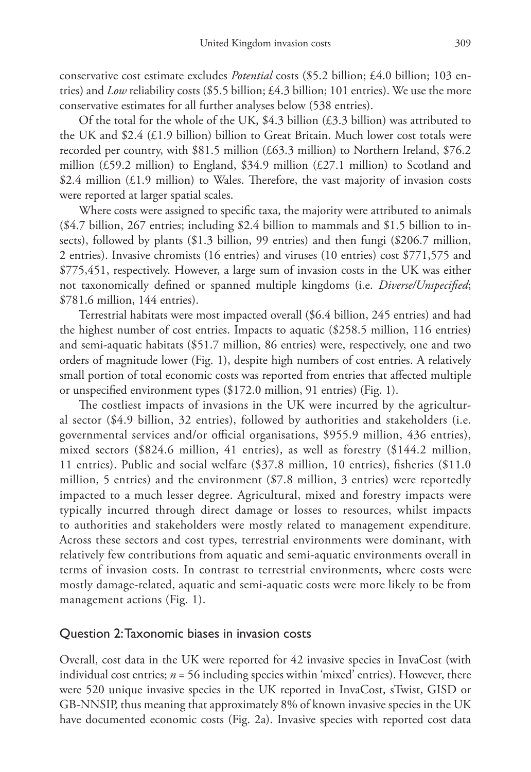conservative cost estimate excludes *Potential* costs ($5.2 billion; £4.0 billion; 103 entries) and *Low* reliability costs ($5.5 billion; £4.3 billion; 101 entries). We use the more conservative estimates for all further analyses below (538 entries).

Of the total for the whole of the UK, $4.3 billion (£3.3 billion) was attributed to the UK and $2.4 (£1.9 billion) billion to Great Britain. Much lower cost totals were recorded per country, with $81.5 million (£63.3 million) to Northern Ireland, $76.2 million (£59.2 million) to England, $34.9 million (£27.1 million) to Scotland and $2.4 million (£1.9 million) to Wales. Therefore, the vast majority of invasion costs were reported at larger spatial scales.

Where costs were assigned to specific taxa, the majority were attributed to animals ($4.7 billion, 267 entries; including $2.4 billion to mammals and $1.5 billion to insects), followed by plants ($1.3 billion, 99 entries) and then fungi ($206.7 million, 2 entries). Invasive chromists (16 entries) and viruses (10 entries) cost $771,575 and $775,451, respectively. However, a large sum of invasion costs in the UK was either not taxonomically defined or spanned multiple kingdoms (i.e. *Diverse/Unspecified*; $781.6 million, 144 entries).

Terrestrial habitats were most impacted overall ($6.4 billion, 245 entries) and had the highest number of cost entries. Impacts to aquatic ($258.5 million, 116 entries) and semi-aquatic habitats ($51.7 million, 86 entries) were, respectively, one and two orders of magnitude lower (Fig. 1), despite high numbers of cost entries. A relatively small portion of total economic costs was reported from entries that affected multiple or unspecified environment types ($172.0 million, 91 entries) (Fig. 1).

The costliest impacts of invasions in the UK were incurred by the agricultural sector ($4.9 billion, 32 entries), followed by authorities and stakeholders (i.e. governmental services and/or official organisations, $955.9 million, 436 entries), mixed sectors ($824.6 million, 41 entries), as well as forestry ($144.2 million, 11 entries). Public and social welfare ($37.8 million, 10 entries), fisheries ($11.0 million, 5 entries) and the environment ($7.8 million, 3 entries) were reportedly impacted to a much lesser degree. Agricultural, mixed and forestry impacts were typically incurred through direct damage or losses to resources, whilst impacts to authorities and stakeholders were mostly related to management expenditure. Across these sectors and cost types, terrestrial environments were dominant, with relatively few contributions from aquatic and semi-aquatic environments overall in terms of invasion costs. In contrast to terrestrial environments, where costs were mostly damage-related, aquatic and semi-aquatic costs were more likely to be from management actions (Fig. 1).

### Question 2: Taxonomic biases in invasion costs

Overall, cost data in the UK were reported for 42 invasive species in InvaCost (with individual cost entries; $n = 56$ including species within 'mixed' entries). However, there were 520 unique invasive species in the UK reported in InvaCost, sTwist, GISD or GB-NNSIP, thus meaning that approximately 8% of known invasive species in the UK have documented economic costs (Fig. 2a). Invasive species with reported cost data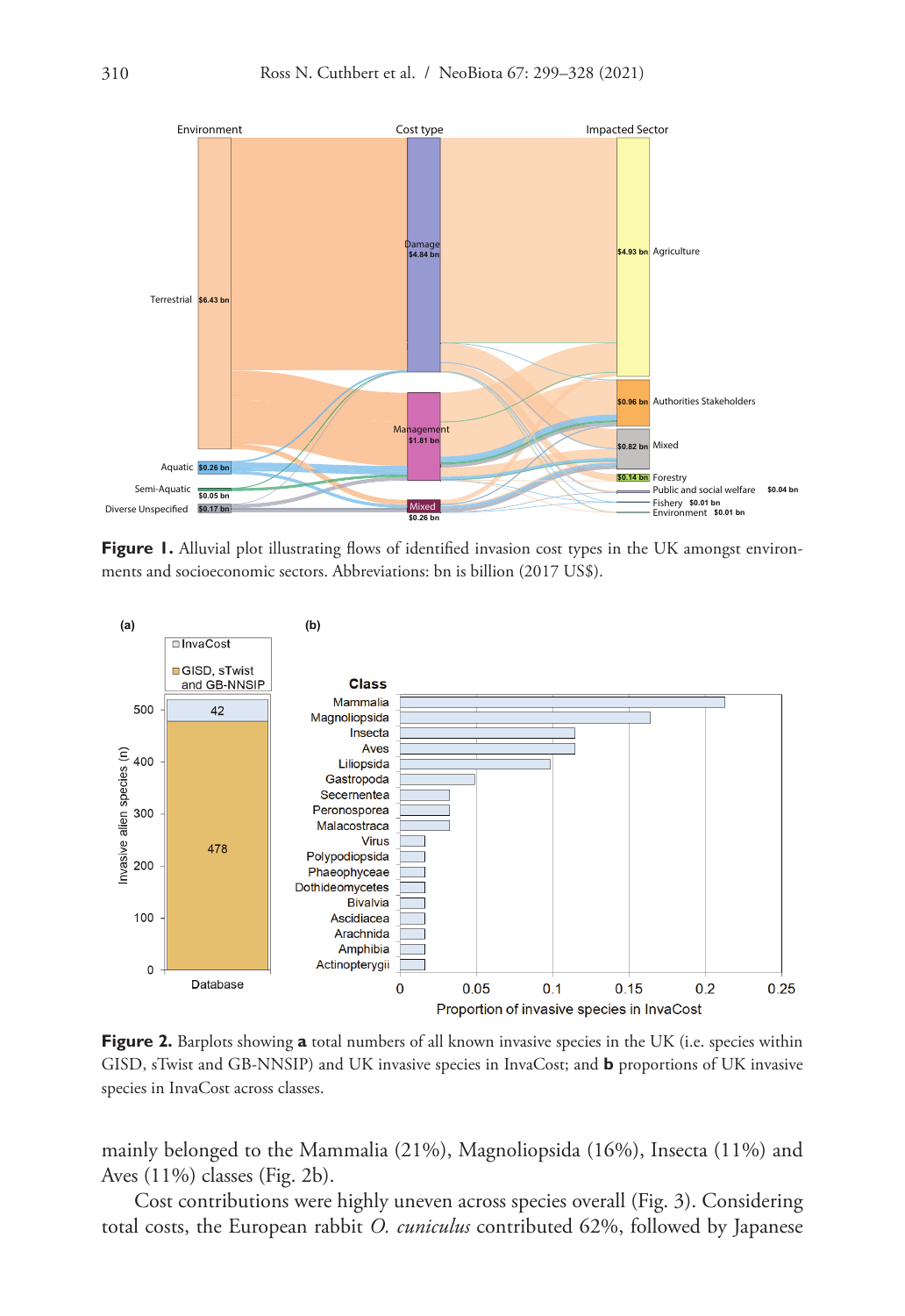**Figure 1.** Alluvial plot illustrating flows of identified invasion cost types in the UK amongst environments and socioeconomic sectors. Abbreviations: bn is billion (2017 US$).

**Figure 2.** Barplots showing **a** total numbers of all known invasive species in the UK (i.e. species within GISD, sTwist and GB-NNSIP) and UK invasive species in InvaCost; and **b** proportions of UK invasive species in InvaCost across classes.

mainly belonged to the Mammalia (21%), Magnoliopsida (16%), Insecta (11%) and Aves (11%) classes (Fig. 2b).

Cost contributions were highly uneven across species overall (Fig. 3). Considering total costs, the European rabbit *O. cuniculus* contributed 62%, followed by Japanese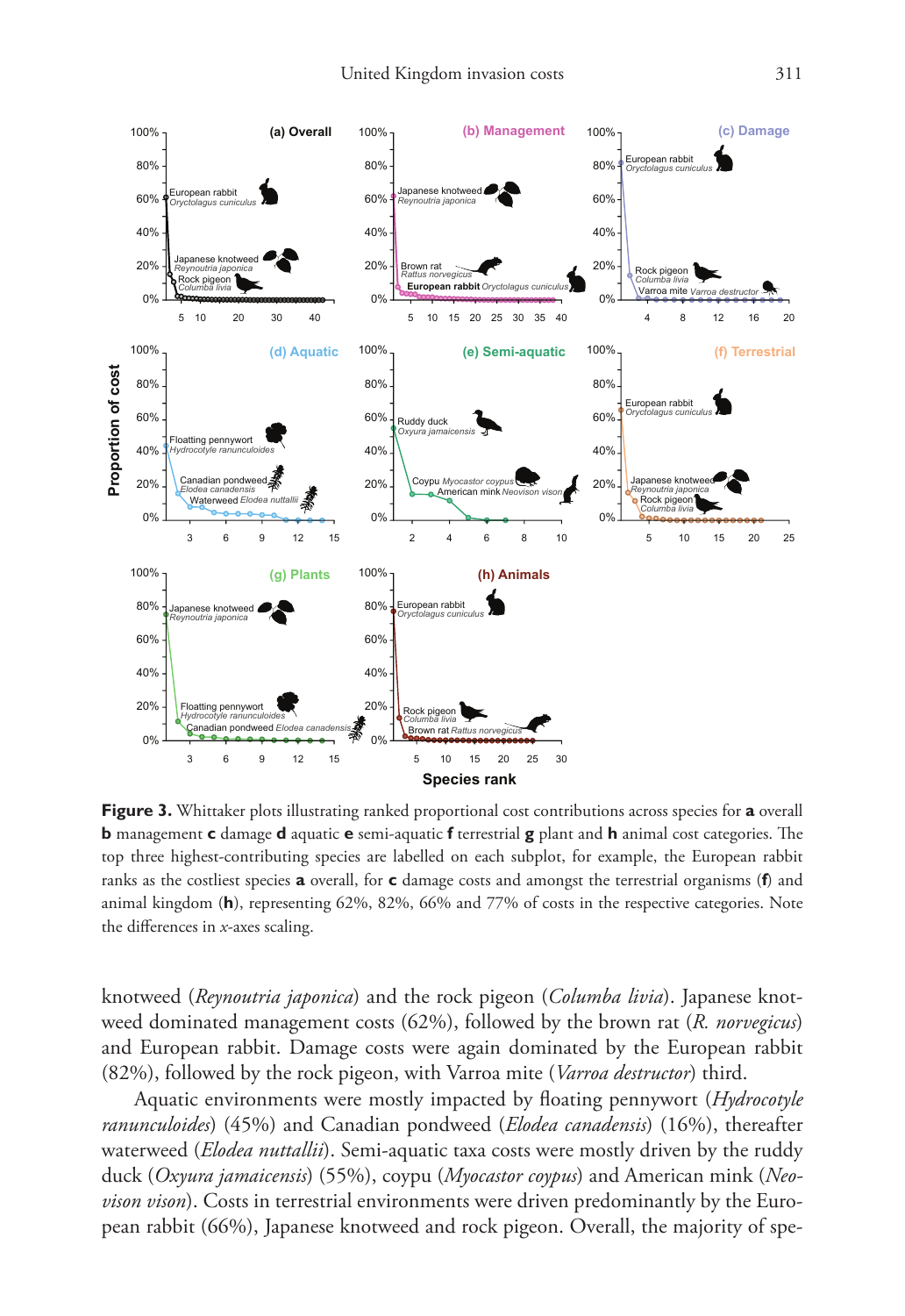**Figure 3.** Whittaker plots illustrating ranked proportional cost contributions across species for **a** overall **b** management **c** damage **d** aquatic **e** semi-aquatic **f** terrestrial **g** plant and **h** animal cost categories. The top three highest-contributing species are labelled on each subplot, for example, the European rabbit ranks as the costliest species **a** overall, for **c** damage costs and amongst the terrestrial organisms (**f**) and animal kingdom (**h**), representing 62%, 82%, 66% and 77% of costs in the respective categories. Note the differences in *x*-axes scaling.

knotweed (*Reynoutria japonica*) and the rock pigeon (*Columba livia*). Japanese knotweed dominated management costs (62%), followed by the brown rat (*R. norvegicus*) and European rabbit. Damage costs were again dominated by the European rabbit (82%), followed by the rock pigeon, with Varroa mite (*Varroa destructor*) third.

Aquatic environments were mostly impacted by floating pennywort (*Hydrocotyle ranunculoides*) (45%) and Canadian pondweed (*Elodea canadensis*) (16%), thereafter waterweed (*Elodea nuttallii*). Semi-aquatic taxa costs were mostly driven by the ruddy duck (*Oxyura jamaicensis*) (55%), coypu (*Myocastor coypus*) and American mink (*Neovison vison*). Costs in terrestrial environments were driven predominantly by the European rabbit (66%), Japanese knotweed and rock pigeon. Overall, the majority of spe-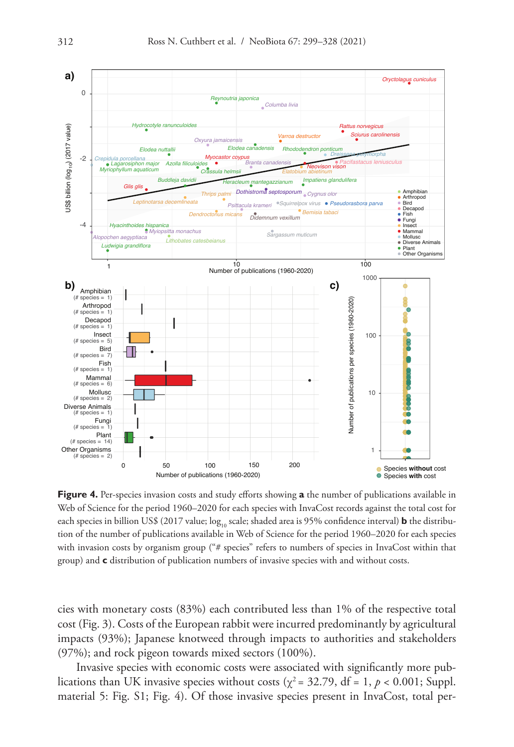**Figure 4.** Per-species invasion costs and study efforts showing **a** the number of publications available in Web of Science for the period 1960–2020 for each species with InvaCost records against the total cost for each species in billion US$ (2017 value; $log_{10}$ scale; shaded area is 95% confidence interval) **b** the distribution of the number of publications available in Web of Science for the period 1960–2020 for each species with invasion costs by organism group ("# species" refers to numbers of species in InvaCost within that group) and **c** distribution of publication numbers of invasive species with and without costs.

cies with monetary costs (83%) each contributed less than 1% of the respective total cost (Fig. 3). Costs of the European rabbit were incurred predominantly by agricultural impacts (93%); Japanese knotweed through impacts to authorities and stakeholders (97%); and rock pigeon towards mixed sectors (100%).

Invasive species with economic costs were associated with significantly more publications than UK invasive species without costs ($\chi^2 = 32.79$, df = 1, $p < 0.001$; Suppl. material 5: Fig. S1; Fig. 4). Of those invasive species present in InvaCost, total per-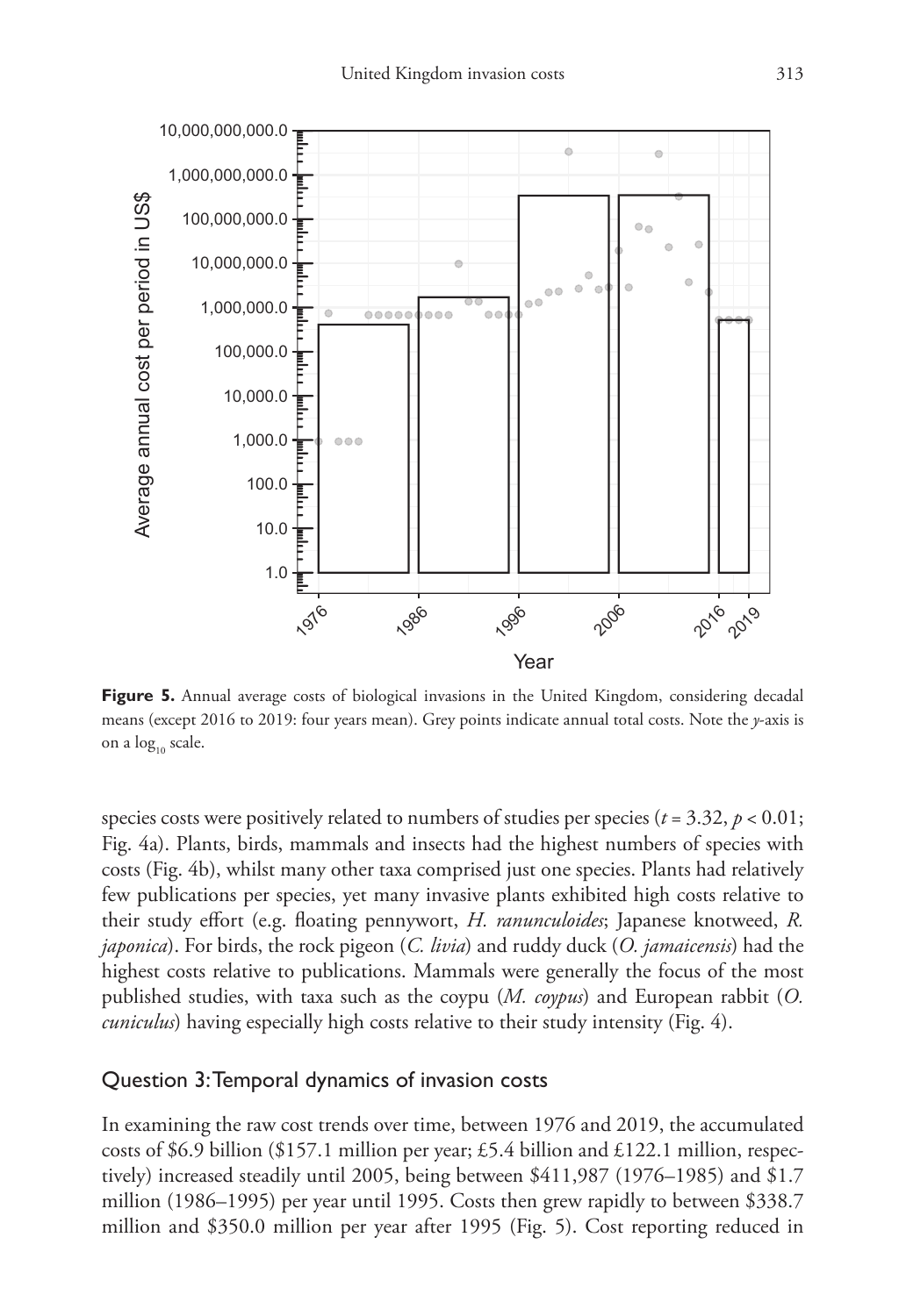Figure 5. Annual average costs of biological invasions in the United Kingdom, considering decadal means (except 2016 to 2019: four years mean). Grey points indicate annual total costs. Note the *y*-axis is on a $\log_{10}$ scale.

species costs were positively related to numbers of studies per species ($t = 3.32$, $p < 0.01$; Fig. 4a). Plants, birds, mammals and insects had the highest numbers of species with costs (Fig. 4b), whilst many other taxa comprised just one species. Plants had relatively few publications per species, yet many invasive plants exhibited high costs relative to their study effort (e.g. floating pennywort, *H. ranunculoides*; Japanese knotweed, *R. japonica*). For birds, the rock pigeon (*C. livia*) and ruddy duck (*O. jamaicensis*) had the highest costs relative to publications. Mammals were generally the focus of the most published studies, with taxa such as the coypu (*M. coypus*) and European rabbit (*O. cuniculus*) having especially high costs relative to their study intensity (Fig. 4).

## Question 3: Temporal dynamics of invasion costs

In examining the raw cost trends over time, between 1976 and 2019, the accumulated costs of \$6.9 billion (\$157.1 million per year; £5.4 billion and £122.1 million, respectively) increased steadily until 2005, being between \$411,987 (1976–1985) and \$1.7 million (1986–1995) per year until 1995. Costs then grew rapidly to between \$338.7 million and \$350.0 million per year after 1995 (Fig. 5). Cost reporting reduced in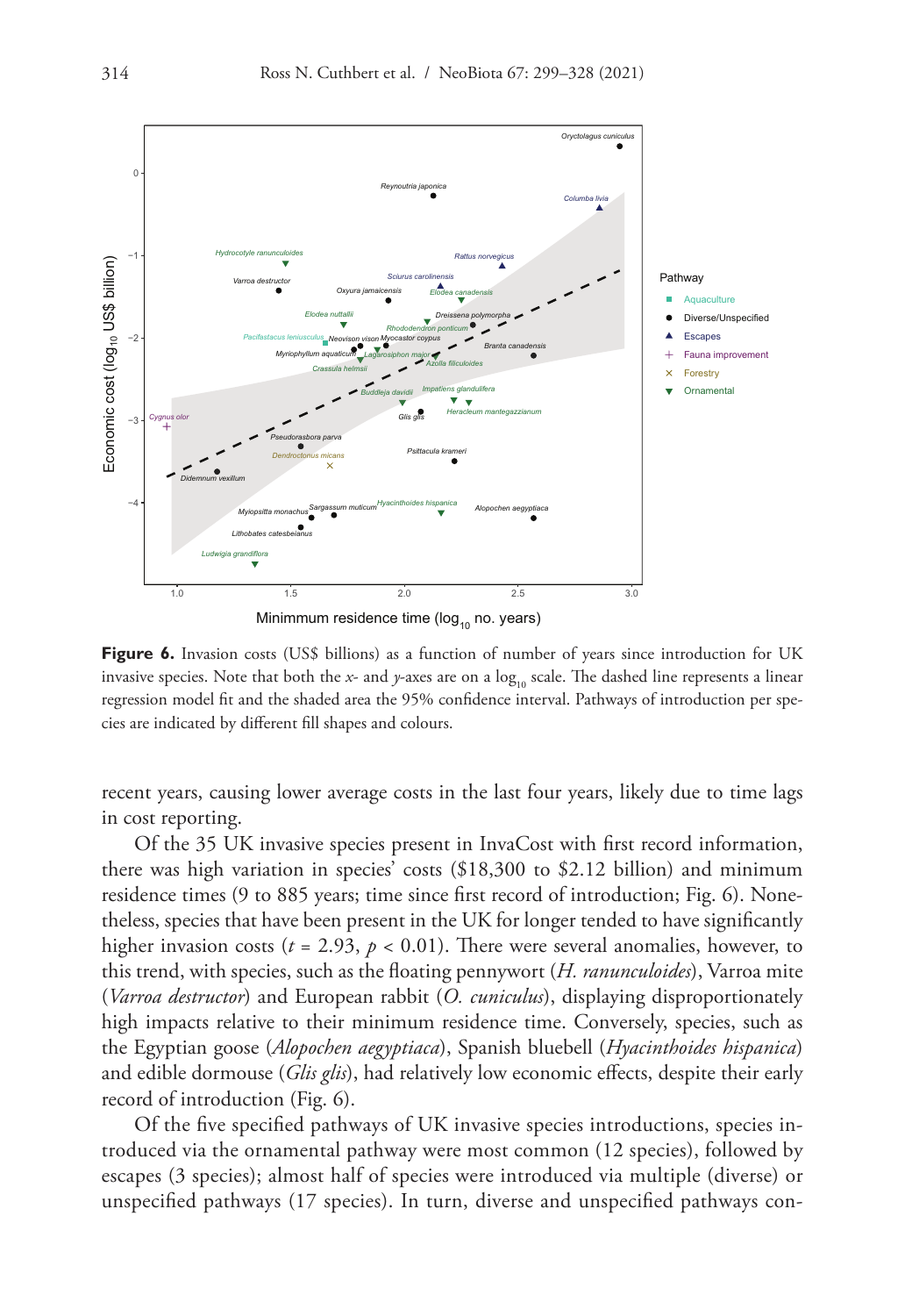**Figure 6.** Invasion costs (US$ billions) as a function of number of years since introduction for UK invasive species. Note that both the *x*- and *y*-axes are on a $\log_{10}$ scale. The dashed line represents a linear regression model fit and the shaded area the 95% confidence interval. Pathways of introduction per species are indicated by different fill shapes and colours.

recent years, causing lower average costs in the last four years, likely due to time lags in cost reporting.

Of the 35 UK invasive species present in InvaCost with first record information, there was high variation in species' costs ($18,300 to $2.12 billion) and minimum residence times (9 to 885 years; time since first record of introduction; Fig. 6). Nonetheless, species that have been present in the UK for longer tended to have significantly higher invasion costs ($t$ = 2.93, $p$ < 0.01). There were several anomalies, however, to this trend, with species, such as the floating pennywort (*H. ranunculoides*), Varroa mite (*Varroa destructor*) and European rabbit (*O. cuniculus*), displaying disproportionately high impacts relative to their minimum residence time. Conversely, species, such as the Egyptian goose (*Alopochen aegyptiaca*), Spanish bluebell (*Hyacinthoides hispanica*) and edible dormouse (*Glis glis*), had relatively low economic effects, despite their early record of introduction (Fig. 6).

Of the five specified pathways of UK invasive species introductions, species introduced via the ornamental pathway were most common (12 species), followed by escapes (3 species); almost half of species were introduced via multiple (diverse) or unspecified pathways (17 species). In turn, diverse and unspecified pathways con-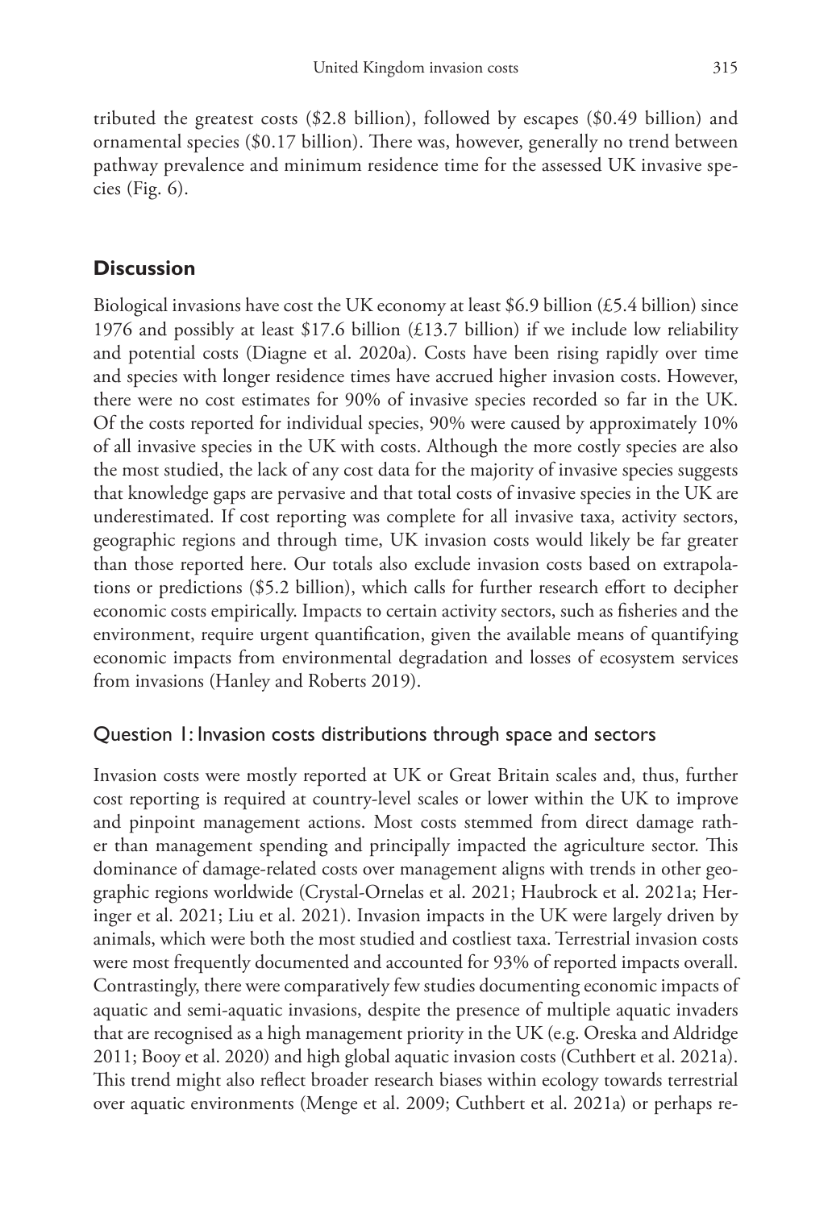tributed the greatest costs ($2.8 billion), followed by escapes ($0.49 billion) and ornamental species ($0.17 billion). There was, however, generally no trend between pathway prevalence and minimum residence time for the assessed UK invasive species (Fig. 6).

## Discussion

Biological invasions have cost the UK economy at least $6.9 billion (£5.4 billion) since 1976 and possibly at least $17.6 billion (£13.7 billion) if we include low reliability and potential costs (Diagne et al. 2020a). Costs have been rising rapidly over time and species with longer residence times have accrued higher invasion costs. However, there were no cost estimates for 90% of invasive species recorded so far in the UK. Of the costs reported for individual species, 90% were caused by approximately 10% of all invasive species in the UK with costs. Although the more costly species are also the most studied, the lack of any cost data for the majority of invasive species suggests that knowledge gaps are pervasive and that total costs of invasive species in the UK are underestimated. If cost reporting was complete for all invasive taxa, activity sectors, geographic regions and through time, UK invasion costs would likely be far greater than those reported here. Our totals also exclude invasion costs based on extrapolations or predictions ($5.2 billion), which calls for further research effort to decipher economic costs empirically. Impacts to certain activity sectors, such as fisheries and the environment, require urgent quantification, given the available means of quantifying economic impacts from environmental degradation and losses of ecosystem services from invasions (Hanley and Roberts 2019).

### Question 1: Invasion costs distributions through space and sectors

Invasion costs were mostly reported at UK or Great Britain scales and, thus, further cost reporting is required at country-level scales or lower within the UK to improve and pinpoint management actions. Most costs stemmed from direct damage rather than management spending and principally impacted the agriculture sector. This dominance of damage-related costs over management aligns with trends in other geographic regions worldwide (Crystal-Ornelas et al. 2021; Haubrock et al. 2021a; Heringer et al. 2021; Liu et al. 2021). Invasion impacts in the UK were largely driven by animals, which were both the most studied and costliest taxa. Terrestrial invasion costs were most frequently documented and accounted for 93% of reported impacts overall. Contrastingly, there were comparatively few studies documenting economic impacts of aquatic and semi-aquatic invasions, despite the presence of multiple aquatic invaders that are recognised as a high management priority in the UK (e.g. Oreska and Aldridge 2011; Booy et al. 2020) and high global aquatic invasion costs (Cuthbert et al. 2021a). This trend might also reflect broader research biases within ecology towards terrestrial over aquatic environments (Menge et al. 2009; Cuthbert et al. 2021a) or perhaps re-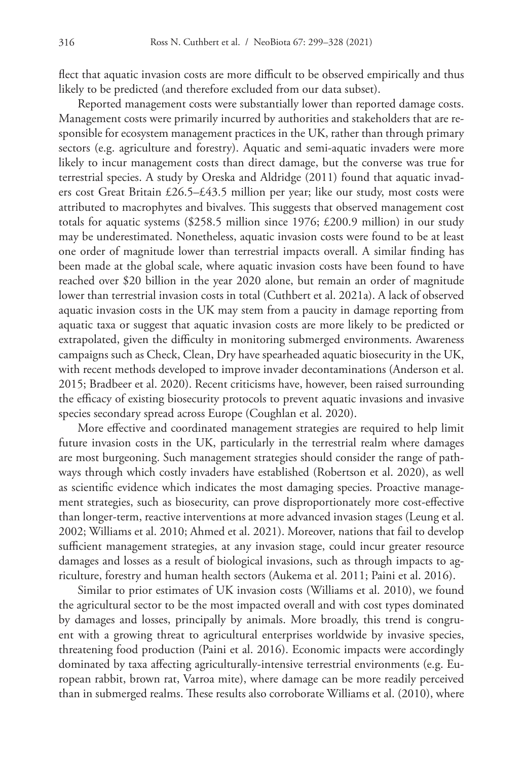flect that aquatic invasion costs are more difficult to be observed empirically and thus likely to be predicted (and therefore excluded from our data subset).

Reported management costs were substantially lower than reported damage costs. Management costs were primarily incurred by authorities and stakeholders that are responsible for ecosystem management practices in the UK, rather than through primary sectors (e.g. agriculture and forestry). Aquatic and semi-aquatic invaders were more likely to incur management costs than direct damage, but the converse was true for terrestrial species. A study by Oreska and Aldridge (2011) found that aquatic invaders cost Great Britain £26.5–£43.5 million per year; like our study, most costs were attributed to macrophytes and bivalves. This suggests that observed management cost totals for aquatic systems ($258.5 million since 1976; £200.9 million) in our study may be underestimated. Nonetheless, aquatic invasion costs were found to be at least one order of magnitude lower than terrestrial impacts overall. A similar finding has been made at the global scale, where aquatic invasion costs have been found to have reached over $20 billion in the year 2020 alone, but remain an order of magnitude lower than terrestrial invasion costs in total (Cuthbert et al. 2021a). A lack of observed aquatic invasion costs in the UK may stem from a paucity in damage reporting from aquatic taxa or suggest that aquatic invasion costs are more likely to be predicted or extrapolated, given the difficulty in monitoring submerged environments. Awareness campaigns such as Check, Clean, Dry have spearheaded aquatic biosecurity in the UK, with recent methods developed to improve invader decontaminations (Anderson et al. 2015; Bradbeer et al. 2020). Recent criticisms have, however, been raised surrounding the efficacy of existing biosecurity protocols to prevent aquatic invasions and invasive species secondary spread across Europe (Coughlan et al. 2020).

More effective and coordinated management strategies are required to help limit future invasion costs in the UK, particularly in the terrestrial realm where damages are most burgeoning. Such management strategies should consider the range of pathways through which costly invaders have established (Robertson et al. 2020), as well as scientific evidence which indicates the most damaging species. Proactive management strategies, such as biosecurity, can prove disproportionately more cost-effective than longer-term, reactive interventions at more advanced invasion stages (Leung et al. 2002; Williams et al. 2010; Ahmed et al. 2021). Moreover, nations that fail to develop sufficient management strategies, at any invasion stage, could incur greater resource damages and losses as a result of biological invasions, such as through impacts to agriculture, forestry and human health sectors (Aukema et al. 2011; Paini et al. 2016).

Similar to prior estimates of UK invasion costs (Williams et al. 2010), we found the agricultural sector to be the most impacted overall and with cost types dominated by damages and losses, principally by animals. More broadly, this trend is congruent with a growing threat to agricultural enterprises worldwide by invasive species, threatening food production (Paini et al. 2016). Economic impacts were accordingly dominated by taxa affecting agriculturally-intensive terrestrial environments (e.g. European rabbit, brown rat, Varroa mite), where damage can be more readily perceived than in submerged realms. These results also corroborate Williams et al. (2010), where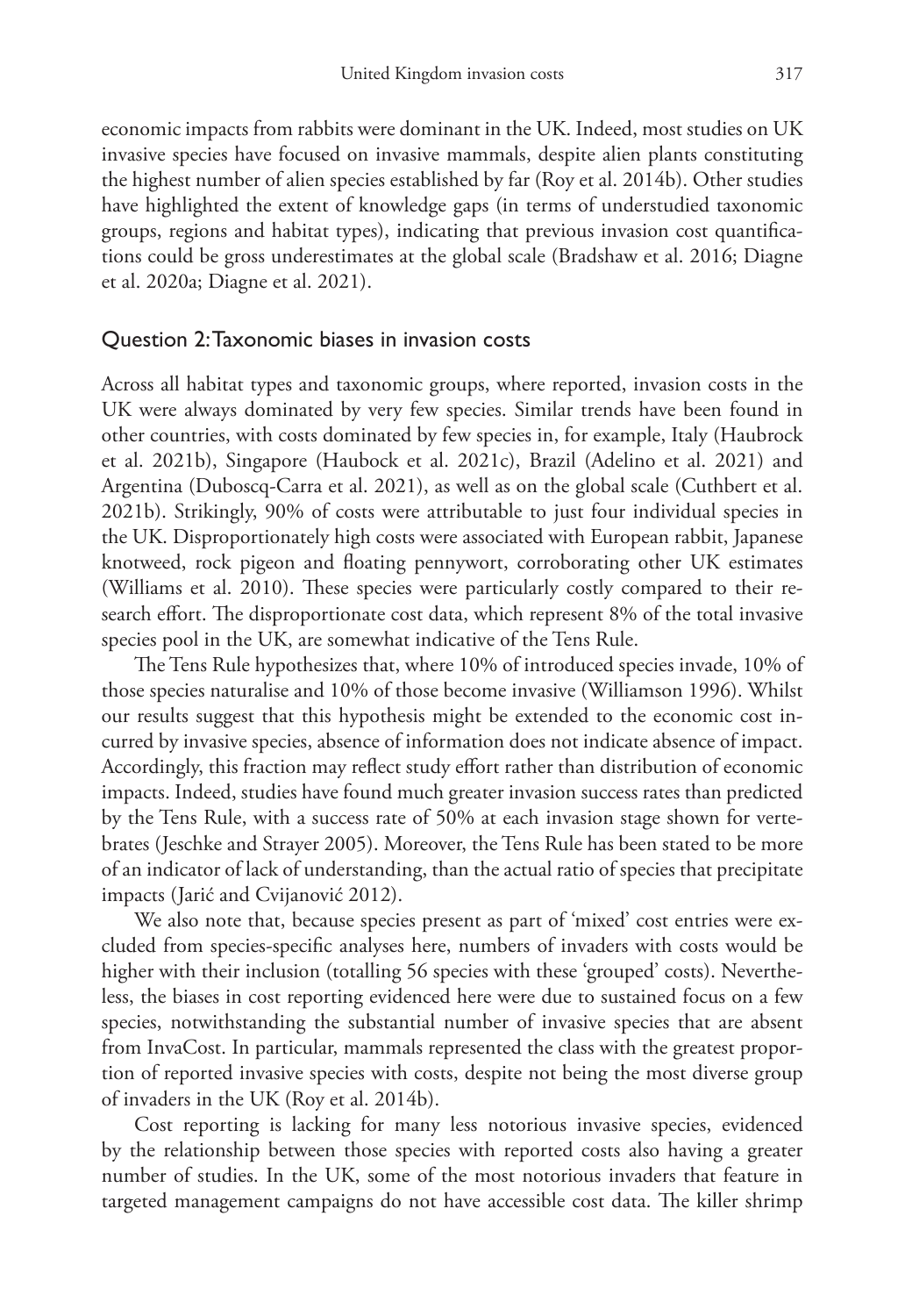economic impacts from rabbits were dominant in the UK. Indeed, most studies on UK invasive species have focused on invasive mammals, despite alien plants constituting the highest number of alien species established by far (Roy et al. 2014b). Other studies have highlighted the extent of knowledge gaps (in terms of understudied taxonomic groups, regions and habitat types), indicating that previous invasion cost quantifications could be gross underestimates at the global scale (Bradshaw et al. 2016; Diagne et al. 2020a; Diagne et al. 2021).

## Question 2: Taxonomic biases in invasion costs

Across all habitat types and taxonomic groups, where reported, invasion costs in the UK were always dominated by very few species. Similar trends have been found in other countries, with costs dominated by few species in, for example, Italy (Haubrock et al. 2021b), Singapore (Haubock et al. 2021c), Brazil (Adelino et al. 2021) and Argentina (Duboscq-Carra et al. 2021), as well as on the global scale (Cuthbert et al. 2021b). Strikingly, 90% of costs were attributable to just four individual species in the UK. Disproportionately high costs were associated with European rabbit, Japanese knotweed, rock pigeon and floating pennywort, corroborating other UK estimates (Williams et al. 2010). These species were particularly costly compared to their research effort. The disproportionate cost data, which represent 8% of the total invasive species pool in the UK, are somewhat indicative of the Tens Rule.

The Tens Rule hypothesizes that, where 10% of introduced species invade, 10% of those species naturalise and 10% of those become invasive (Williamson 1996). Whilst our results suggest that this hypothesis might be extended to the economic cost incurred by invasive species, absence of information does not indicate absence of impact. Accordingly, this fraction may reflect study effort rather than distribution of economic impacts. Indeed, studies have found much greater invasion success rates than predicted by the Tens Rule, with a success rate of 50% at each invasion stage shown for vertebrates (Jeschke and Strayer 2005). Moreover, the Tens Rule has been stated to be more of an indicator of lack of understanding, than the actual ratio of species that precipitate impacts (Jarić and Cvijanović 2012).

We also note that, because species present as part of 'mixed' cost entries were excluded from species-specific analyses here, numbers of invaders with costs would be higher with their inclusion (totalling 56 species with these 'grouped' costs). Nevertheless, the biases in cost reporting evidenced here were due to sustained focus on a few species, notwithstanding the substantial number of invasive species that are absent from InvaCost. In particular, mammals represented the class with the greatest proportion of reported invasive species with costs, despite not being the most diverse group of invaders in the UK (Roy et al. 2014b).

Cost reporting is lacking for many less notorious invasive species, evidenced by the relationship between those species with reported costs also having a greater number of studies. In the UK, some of the most notorious invaders that feature in targeted management campaigns do not have accessible cost data. The killer shrimp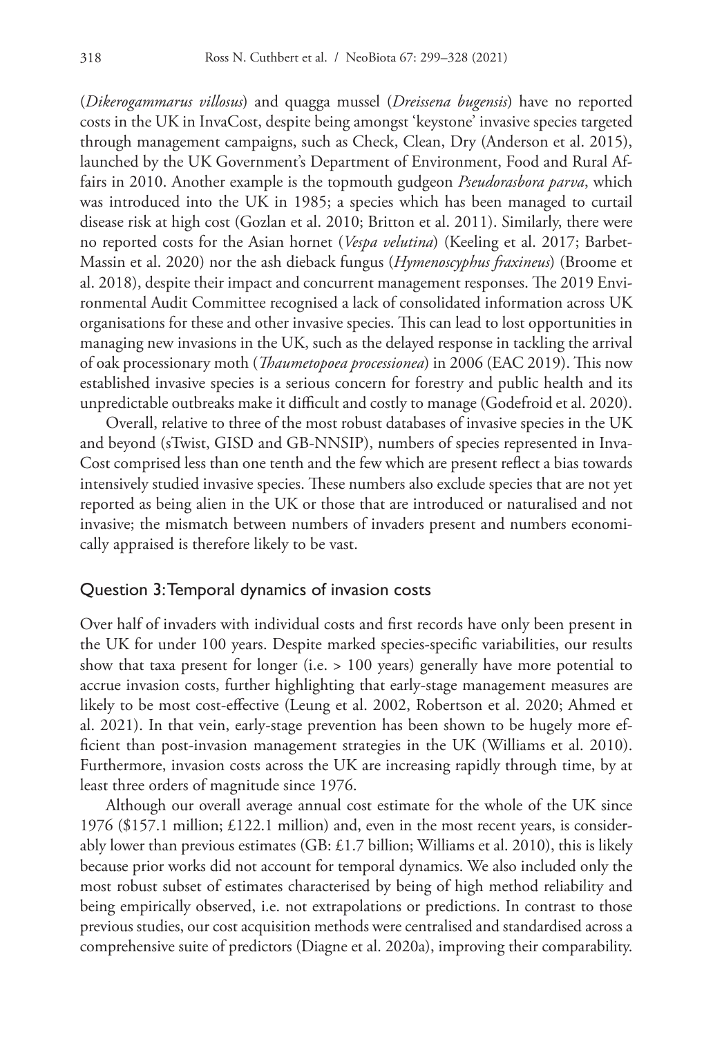(*Dikerogammarus villosus*) and quagga mussel (*Dreissena bugensis*) have no reported costs in the UK in InvaCost, despite being amongst 'keystone' invasive species targeted through management campaigns, such as Check, Clean, Dry (Anderson et al. 2015), launched by the UK Government's Department of Environment, Food and Rural Affairs in 2010. Another example is the topmouth gudgeon *Pseudorasbora parva*, which was introduced into the UK in 1985; a species which has been managed to curtail disease risk at high cost (Gozlan et al. 2010; Britton et al. 2011). Similarly, there were no reported costs for the Asian hornet (*Vespa velutina*) (Keeling et al. 2017; Barbet-Massin et al. 2020) nor the ash dieback fungus (*Hymenoscyphus fraxineus*) (Broome et al. 2018), despite their impact and concurrent management responses. The 2019 Environmental Audit Committee recognised a lack of consolidated information across UK organisations for these and other invasive species. This can lead to lost opportunities in managing new invasions in the UK, such as the delayed response in tackling the arrival of oak processionary moth (*Thaumetopoea processionea*) in 2006 (EAC 2019). This now established invasive species is a serious concern for forestry and public health and its unpredictable outbreaks make it difficult and costly to manage (Godefroid et al. 2020).

Overall, relative to three of the most robust databases of invasive species in the UK and beyond (sTwist, GISD and GB-NNSIP), numbers of species represented in InvaCost comprised less than one tenth and the few which are present reflect a bias towards intensively studied invasive species. These numbers also exclude species that are not yet reported as being alien in the UK or those that are introduced or naturalised and not invasive; the mismatch between numbers of invaders present and numbers economically appraised is therefore likely to be vast.

## Question 3: Temporal dynamics of invasion costs

Over half of invaders with individual costs and first records have only been present in the UK for under 100 years. Despite marked species-specific variabilities, our results show that taxa present for longer (i.e. > 100 years) generally have more potential to accrue invasion costs, further highlighting that early-stage management measures are likely to be most cost-effective (Leung et al. 2002, Robertson et al. 2020; Ahmed et al. 2021). In that vein, early-stage prevention has been shown to be hugely more efficient than post-invasion management strategies in the UK (Williams et al. 2010). Furthermore, invasion costs across the UK are increasing rapidly through time, by at least three orders of magnitude since 1976.

Although our overall average annual cost estimate for the whole of the UK since 1976 ($157.1 million; £122.1 million) and, even in the most recent years, is considerably lower than previous estimates (GB: £1.7 billion; Williams et al. 2010), this is likely because prior works did not account for temporal dynamics. We also included only the most robust subset of estimates characterised by being of high method reliability and being empirically observed, i.e. not extrapolations or predictions. In contrast to those previous studies, our cost acquisition methods were centralised and standardised across a comprehensive suite of predictors (Diagne et al. 2020a), improving their comparability.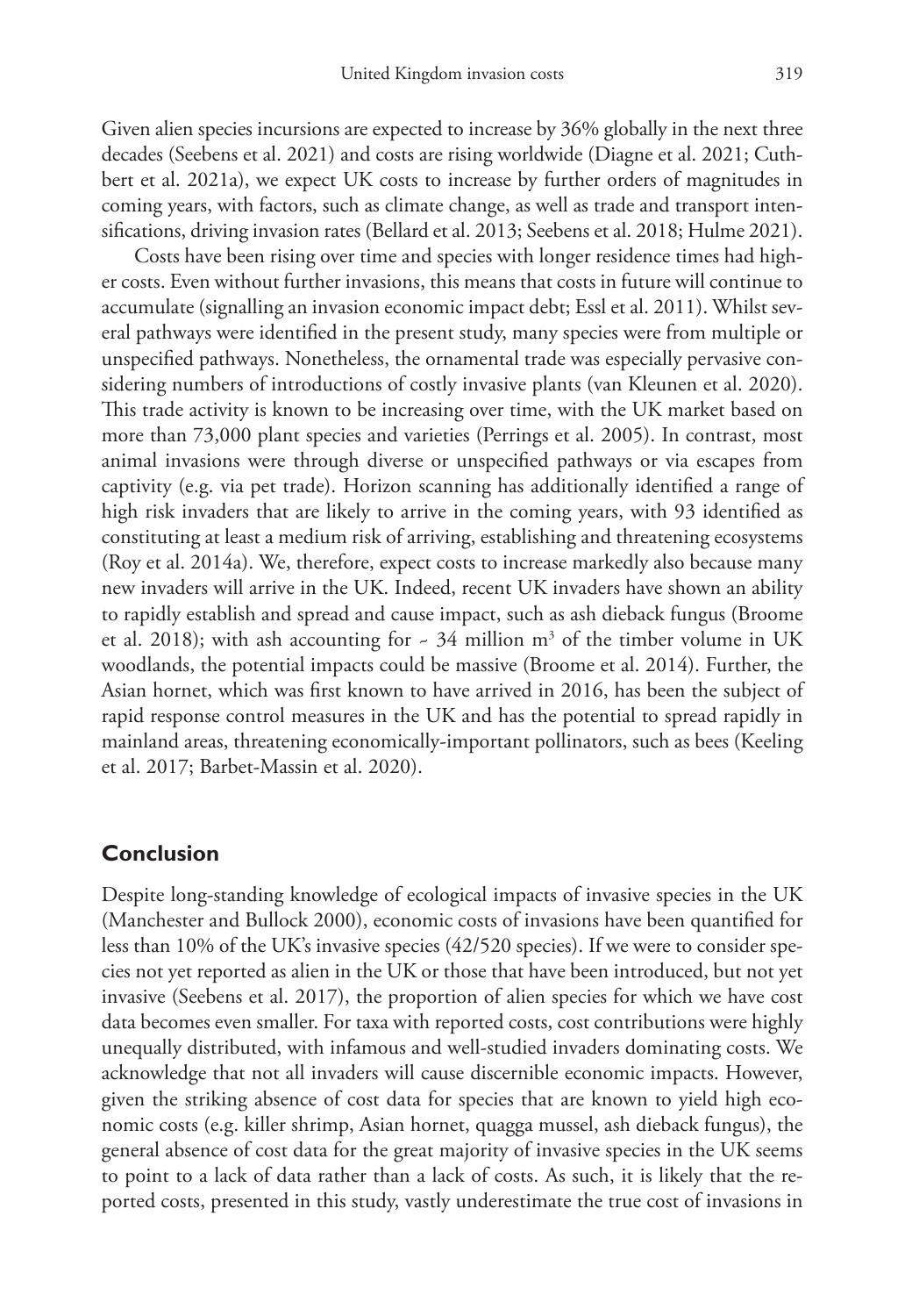Given alien species incursions are expected to increase by 36% globally in the next three decades (Seebens et al. 2021) and costs are rising worldwide (Diagne et al. 2021; Cuthbert et al. 2021a), we expect UK costs to increase by further orders of magnitudes in coming years, with factors, such as climate change, as well as trade and transport intensifications, driving invasion rates (Bellard et al. 2013; Seebens et al. 2018; Hulme 2021).

Costs have been rising over time and species with longer residence times had higher costs. Even without further invasions, this means that costs in future will continue to accumulate (signalling an invasion economic impact debt; Essl et al. 2011). Whilst several pathways were identified in the present study, many species were from multiple or unspecified pathways. Nonetheless, the ornamental trade was especially pervasive considering numbers of introductions of costly invasive plants (van Kleunen et al. 2020). This trade activity is known to be increasing over time, with the UK market based on more than 73,000 plant species and varieties (Perrings et al. 2005). In contrast, most animal invasions were through diverse or unspecified pathways or via escapes from captivity (e.g. via pet trade). Horizon scanning has additionally identified a range of high risk invaders that are likely to arrive in the coming years, with 93 identified as constituting at least a medium risk of arriving, establishing and threatening ecosystems (Roy et al. 2014a). We, therefore, expect costs to increase markedly also because many new invaders will arrive in the UK. Indeed, recent UK invaders have shown an ability to rapidly establish and spread and cause impact, such as ash dieback fungus (Broome et al. 2018); with ash accounting for ~ 34 million $m^3$ of the timber volume in UK woodlands, the potential impacts could be massive (Broome et al. 2014). Further, the Asian hornet, which was first known to have arrived in 2016, has been the subject of rapid response control measures in the UK and has the potential to spread rapidly in mainland areas, threatening economically-important pollinators, such as bees (Keeling et al. 2017; Barbet-Massin et al. 2020).

## Conclusion

Despite long-standing knowledge of ecological impacts of invasive species in the UK (Manchester and Bullock 2000), economic costs of invasions have been quantified for less than 10% of the UK's invasive species (42/520 species). If we were to consider species not yet reported as alien in the UK or those that have been introduced, but not yet invasive (Seebens et al. 2017), the proportion of alien species for which we have cost data becomes even smaller. For taxa with reported costs, cost contributions were highly unequally distributed, with infamous and well-studied invaders dominating costs. We acknowledge that not all invaders will cause discernible economic impacts. However, given the striking absence of cost data for species that are known to yield high economic costs (e.g. killer shrimp, Asian hornet, quagga mussel, ash dieback fungus), the general absence of cost data for the great majority of invasive species in the UK seems to point to a lack of data rather than a lack of costs. As such, it is likely that the reported costs, presented in this study, vastly underestimate the true cost of invasions in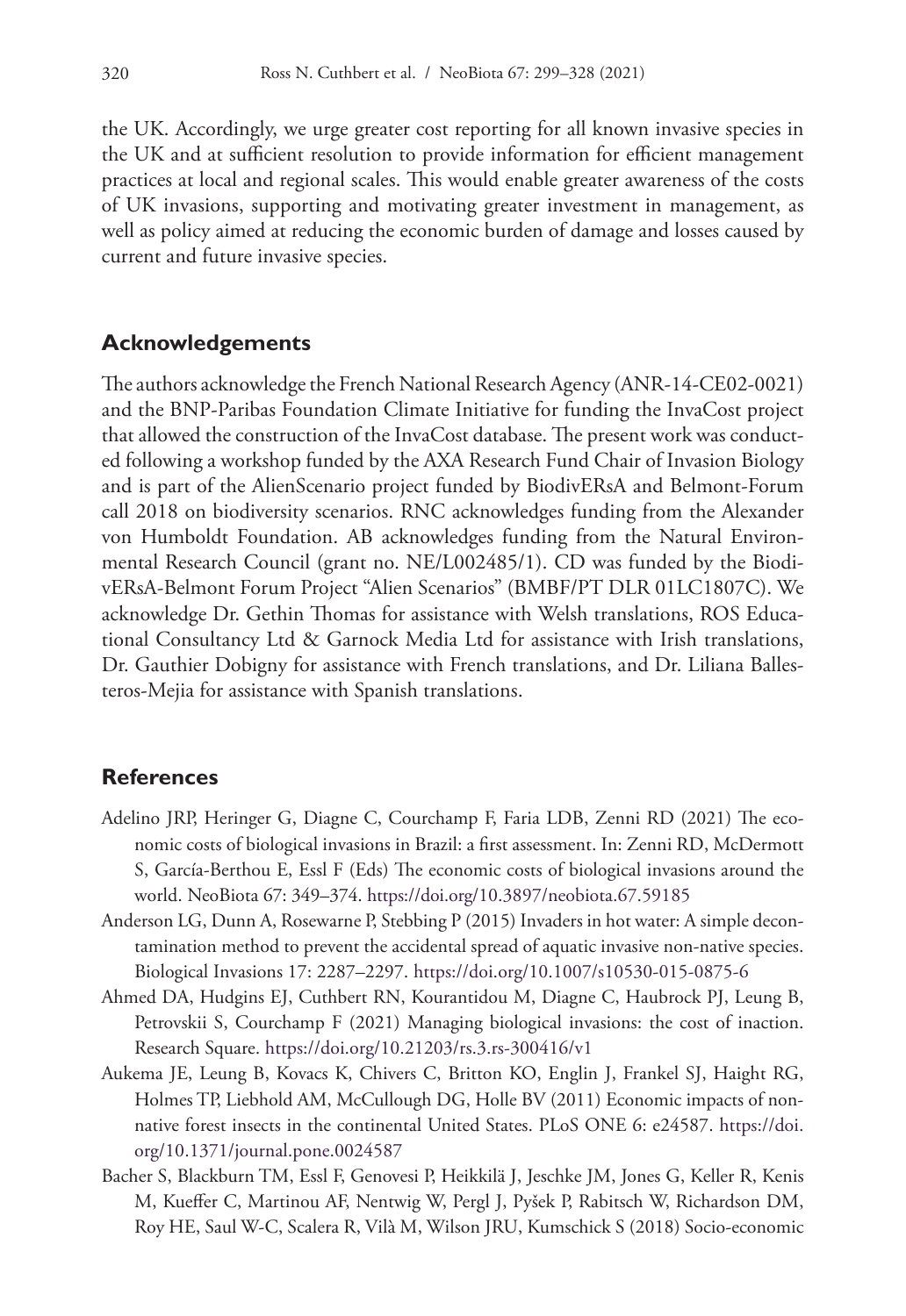the UK. Accordingly, we urge greater cost reporting for all known invasive species in the UK and at sufficient resolution to provide information for efficient management practices at local and regional scales. This would enable greater awareness of the costs of UK invasions, supporting and motivating greater investment in management, as well as policy aimed at reducing the economic burden of damage and losses caused by current and future invasive species.

## Acknowledgements

The authors acknowledge the French National Research Agency (ANR-14-CE02-0021) and the BNP-Paribas Foundation Climate Initiative for funding the InvaCost project that allowed the construction of the InvaCost database. The present work was conducted following a workshop funded by the AXA Research Fund Chair of Invasion Biology and is part of the AlienScenario project funded by BiodivERsA and Belmont-Forum call 2018 on biodiversity scenarios. RNC acknowledges funding from the Alexander von Humboldt Foundation. AB acknowledges funding from the Natural Environmental Research Council (grant no. NE/L002485/1). CD was funded by the BiodivERsA-Belmont Forum Project "Alien Scenarios" (BMBF/PT DLR 01LC1807C). We acknowledge Dr. Gethin Thomas for assistance with Welsh translations, ROS Educational Consultancy Ltd & Garnock Media Ltd for assistance with Irish translations, Dr. Gauthier Dobigny for assistance with French translations, and Dr. Liliana Ballesteros-Mejia for assistance with Spanish translations.

## References

Adelino JRP, Heringer G, Diagne C, Courchamp F, Faria LDB, Zenni RD (2021) The economic costs of biological invasions in Brazil: a first assessment. In: Zenni RD, McDermott S, García-Berthou E, Essl F (Eds) The economic costs of biological invasions around the world. NeoBiota 67: 349–374. https://doi.org/10.3897/neobiota.67.59185

Anderson LG, Dunn A, Rosewarne P, Stebbing P (2015) Invaders in hot water: A simple decontamination method to prevent the accidental spread of aquatic invasive non-native species. Biological Invasions 17: 2287–2297. https://doi.org/10.1007/s10530-015-0875-6

Ahmed DA, Hudgins EJ, Cuthbert RN, Kourantidou M, Diagne C, Haubrock PJ, Leung B, Petrovskii S, Courchamp F (2021) Managing biological invasions: the cost of inaction. Research Square. https://doi.org/10.21203/rs.3.rs-300416/v1

Aukema JE, Leung B, Kovacs K, Chivers C, Britton KO, Englin J, Frankel SJ, Haight RG, Holmes TP, Liebhold AM, McCullough DG, Holle BV (2011) Economic impacts of non-native forest insects in the continental United States. PLoS ONE 6: e24587. https://doi.org/10.1371/journal.pone.0024587

Bacher S, Blackburn TM, Essl F, Genovesi P, Heikkilä J, Jeschke JM, Jones G, Keller R, Kenis M, Kueffer C, Martinou AF, Nentwig W, Pergl J, Pyšek P, Rabitsch W, Richardson DM, Roy HE, Saul W-C, Scalera R, Vilà M, Wilson JRU, Kumschick S (2018) Socio-economic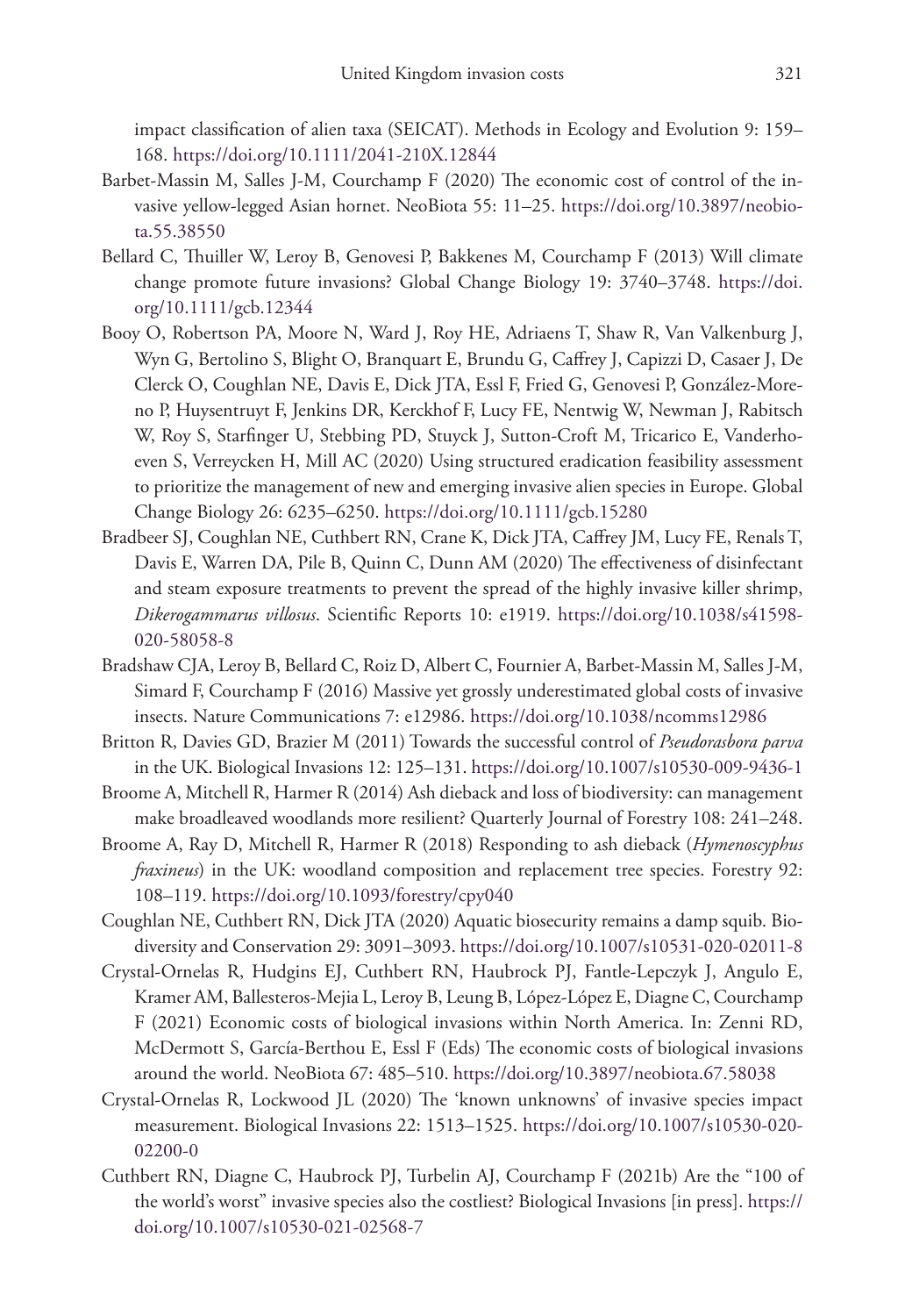impact classification of alien taxa (SEICAT). Methods in Ecology and Evolution 9: 159–168. https://doi.org/10.1111/2041-210X.12844

Barbet-Massin M, Salles J-M, Courchamp F (2020) The economic cost of control of the invasive yellow-legged Asian hornet. NeoBiota 55: 11–25. https://doi.org/10.3897/neobiota.55.38550

Bellard C, Thuiller W, Leroy B, Genovesi P, Bakkenes M, Courchamp F (2013) Will climate change promote future invasions? Global Change Biology 19: 3740–3748. https://doi.org/10.1111/gcb.12344

Booy O, Robertson PA, Moore N, Ward J, Roy HE, Adriaens T, Shaw R, Van Valkenburg J, Wyn G, Bertolino S, Blight O, Branquart E, Brundu G, Caffrey J, Capizzi D, Casaer J, De Clerck O, Coughlan NE, Davis E, Dick JTA, Essl F, Fried G, Genovesi P, González-Moreno P, Huysentruyt F, Jenkins DR, Kerckhof F, Lucy FE, Nentwig W, Newman J, Rabitsch W, Roy S, Starfinger U, Stebbing PD, Stuyck J, Sutton-Croft M, Tricarico E, Vanderhoeven S, Verreycken H, Mill AC (2020) Using structured eradication feasibility assessment to prioritize the management of new and emerging invasive alien species in Europe. Global Change Biology 26: 6235–6250. https://doi.org/10.1111/gcb.15280

Bradbeer SJ, Coughlan NE, Cuthbert RN, Crane K, Dick JTA, Caffrey JM, Lucy FE, Renals T, Davis E, Warren DA, Pile B, Quinn C, Dunn AM (2020) The effectiveness of disinfectant and steam exposure treatments to prevent the spread of the highly invasive killer shrimp, *Dikerogammarus villosus*. Scientific Reports 10: e1919. https://doi.org/10.1038/s41598-020-58058-8

Bradshaw CJA, Leroy B, Bellard C, Roiz D, Albert C, Fournier A, Barbet-Massin M, Salles J-M, Simard F, Courchamp F (2016) Massive yet grossly underestimated global costs of invasive insects. Nature Communications 7: e12986. https://doi.org/10.1038/ncomms12986

Britton R, Davies GD, Brazier M (2011) Towards the successful control of *Pseudorasbora parva* in the UK. Biological Invasions 12: 125–131. https://doi.org/10.1007/s10530-009-9436-1

Broome A, Mitchell R, Harmer R (2014) Ash dieback and loss of biodiversity: can management make broadleaved woodlands more resilient? Quarterly Journal of Forestry 108: 241–248.

Broome A, Ray D, Mitchell R, Harmer R (2018) Responding to ash dieback (*Hymenoscyphus fraxineus*) in the UK: woodland composition and replacement tree species. Forestry 92: 108–119. https://doi.org/10.1093/forestry/cpy040

Coughlan NE, Cuthbert RN, Dick JTA (2020) Aquatic biosecurity remains a damp squib. Biodiversity and Conservation 29: 3091–3093. https://doi.org/10.1007/s10531-020-02011-8

Crystal-Ornelas R, Hudgins EJ, Cuthbert RN, Haubrock PJ, Fantle-Lepczyk J, Angulo E, Kramer AM, Ballesteros-Mejia L, Leroy B, Leung B, López-López E, Diagne C, Courchamp F (2021) Economic costs of biological invasions within North America. In: Zenni RD, McDermott S, García-Berthou E, Essl F (Eds) The economic costs of biological invasions around the world. NeoBiota 67: 485–510. https://doi.org/10.3897/neobiota.67.58038

Crystal-Ornelas R, Lockwood JL (2020) The 'known unknowns' of invasive species impact measurement. Biological Invasions 22: 1513–1525. https://doi.org/10.1007/s10530-020-02200-0

Cuthbert RN, Diagne C, Haubrock PJ, Turbelin AJ, Courchamp F (2021b) Are the "100 of the world's worst" invasive species also the costliest? Biological Invasions [in press]. https://doi.org/10.1007/s10530-021-02568-7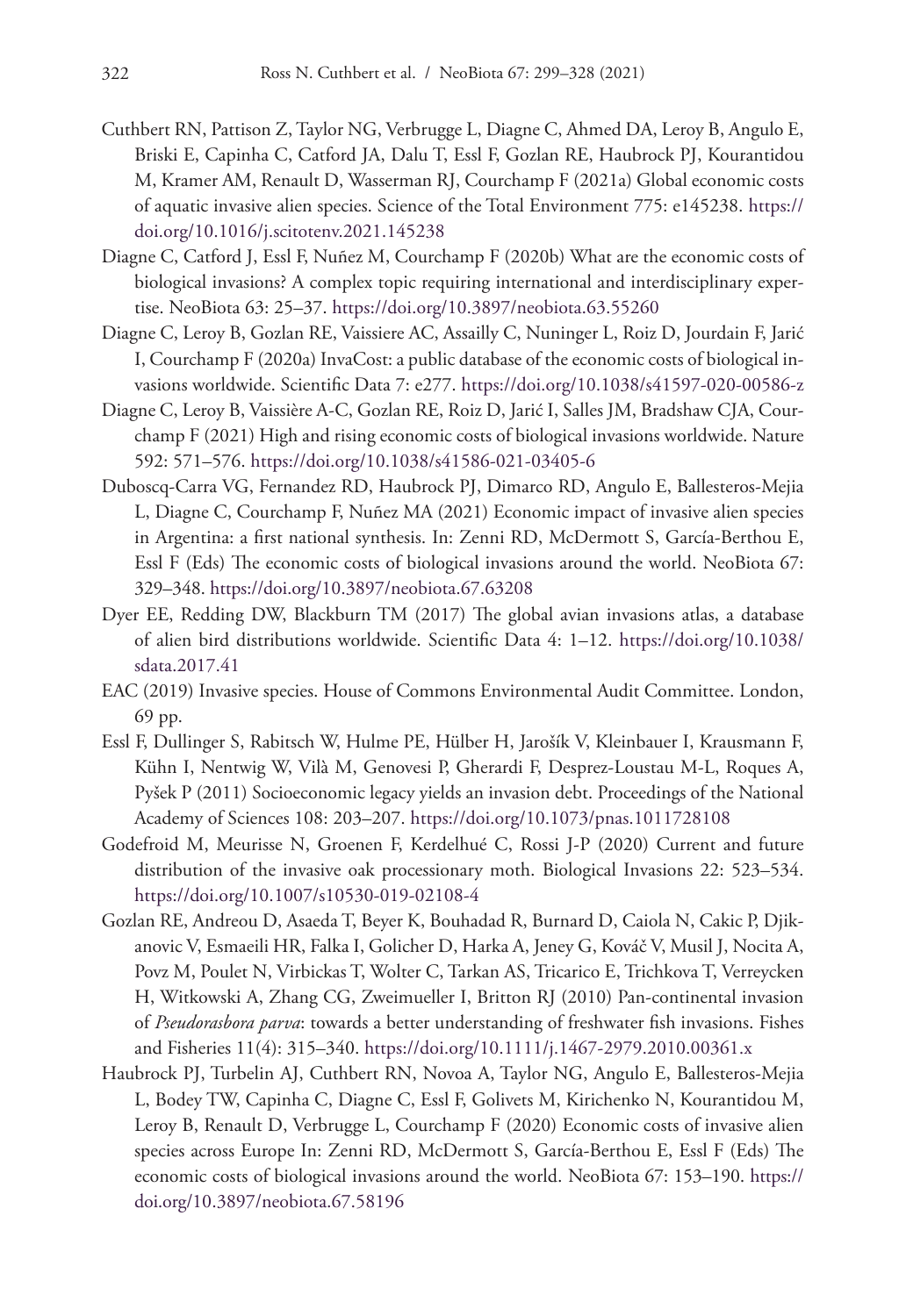Cuthbert RN, Pattison Z, Taylor NG, Verbrugge L, Diagne C, Ahmed DA, Leroy B, Angulo E, Briski E, Capinha C, Catford JA, Dalu T, Essl F, Gozlan RE, Haubrock PJ, Kourantidou M, Kramer AM, Renault D, Wasserman RJ, Courchamp F (2021a) Global economic costs of aquatic invasive alien species. Science of the Total Environment 775: e145238. https://doi.org/10.1016/j.scitotenv.2021.145238

Diagne C, Catford J, Essl F, Nuñez M, Courchamp F (2020b) What are the economic costs of biological invasions? A complex topic requiring international and interdisciplinary expertise. NeoBiota 63: 25–37. https://doi.org/10.3897/neobiota.63.55260

Diagne C, Leroy B, Gozlan RE, Vaissiere AC, Assailly C, Nuninger L, Roiz D, Jourdain F, Jarić I, Courchamp F (2020a) InvaCost: a public database of the economic costs of biological invasions worldwide. Scientific Data 7: e277. https://doi.org/10.1038/s41597-020-00586-z

Diagne C, Leroy B, Vaissière A-C, Gozlan RE, Roiz D, Jarić I, Salles JM, Bradshaw CJA, Courchamp F (2021) High and rising economic costs of biological invasions worldwide. Nature 592: 571–576. https://doi.org/10.1038/s41586-021-03405-6

Duboscq-Carra VG, Fernandez RD, Haubrock PJ, Dimarco RD, Angulo E, Ballesteros-Mejia L, Diagne C, Courchamp F, Nuñez MA (2021) Economic impact of invasive alien species in Argentina: a first national synthesis. In: Zenni RD, McDermott S, García-Berthou E, Essl F (Eds) The economic costs of biological invasions around the world. NeoBiota 67: 329–348. https://doi.org/10.3897/neobiota.67.63208

Dyer EE, Redding DW, Blackburn TM (2017) The global avian invasions atlas, a database of alien bird distributions worldwide. Scientific Data 4: 1–12. https://doi.org/10.1038/sdata.2017.41

EAC (2019) Invasive species. House of Commons Environmental Audit Committee. London, 69 pp.

Essl F, Dullinger S, Rabitsch W, Hulme PE, Hülber H, Jarošík V, Kleinbauer I, Krausmann F, Kühn I, Nentwig W, Vilà M, Genovesi P, Gherardi F, Desprez-Loustau M-L, Roques A, Pyšek P (2011) Socioeconomic legacy yields an invasion debt. Proceedings of the National Academy of Sciences 108: 203–207. https://doi.org/10.1073/pnas.1011728108

Godefroid M, Meurisse N, Groenen F, Kerdelhué C, Rossi J-P (2020) Current and future distribution of the invasive oak processionary moth. Biological Invasions 22: 523–534. https://doi.org/10.1007/s10530-019-02108-4

Gozlan RE, Andreou D, Asaeda T, Beyer K, Bouhadad R, Burnard D, Caiola N, Cakic P, Djikanovic V, Esmaeili HR, Falka I, Golicher D, Harka A, Jeney G, Kováč V, Musil J, Nocita A, Povz M, Poulet N, Virbickas T, Wolter C, Tarkan AS, Tricarico E, Trichkova T, Verreycken H, Witkowski A, Zhang CG, Zweimueller I, Britton RJ (2010) Pan-continental invasion of *Pseudorasbora parva*: towards a better understanding of freshwater fish invasions. Fishes and Fisheries 11(4): 315–340. https://doi.org/10.1111/j.1467-2979.2010.00361.x

Haubrock PJ, Turbelin AJ, Cuthbert RN, Novoa A, Taylor NG, Angulo E, Ballesteros-Mejia L, Bodey TW, Capinha C, Diagne C, Essl F, Golivets M, Kirichenko N, Kourantidou M, Leroy B, Renault D, Verbrugge L, Courchamp F (2020) Economic costs of invasive alien species across Europe In: Zenni RD, McDermott S, García-Berthou E, Essl F (Eds) The economic costs of biological invasions around the world. NeoBiota 67: 153–190. https://doi.org/10.3897/neobiota.67.58196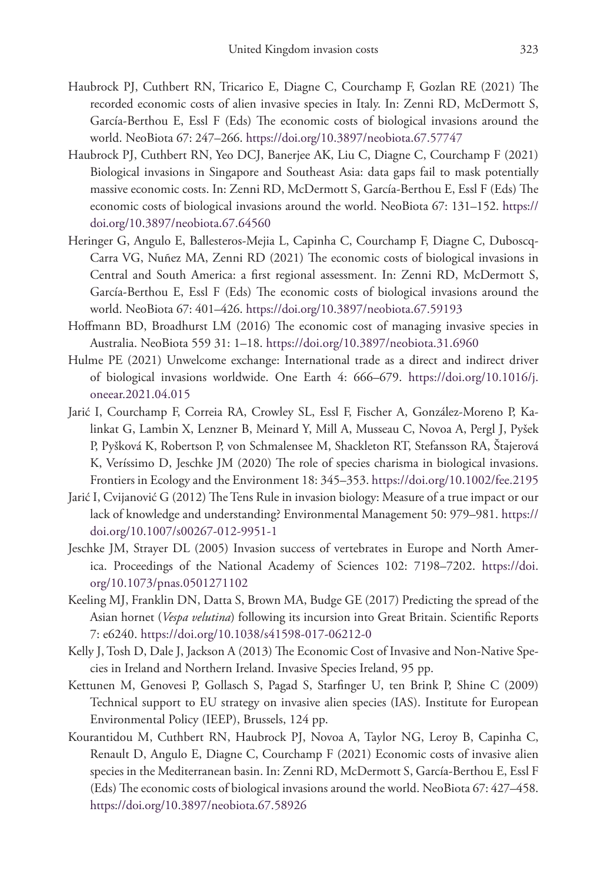Haubrock PJ, Cuthbert RN, Tricarico E, Diagne C, Courchamp F, Gozlan RE (2021) The recorded economic costs of alien invasive species in Italy. In: Zenni RD, McDermott S, García-Berthou E, Essl F (Eds) The economic costs of biological invasions around the world. NeoBiota 67: 247–266. https://doi.org/10.3897/neobiota.67.57747

Haubrock PJ, Cuthbert RN, Yeo DCJ, Banerjee AK, Liu C, Diagne C, Courchamp F (2021) Biological invasions in Singapore and Southeast Asia: data gaps fail to mask potentially massive economic costs. In: Zenni RD, McDermott S, García-Berthou E, Essl F (Eds) The economic costs of biological invasions around the world. NeoBiota 67: 131–152. https://doi.org/10.3897/neobiota.67.64560

Heringer G, Angulo E, Ballesteros-Mejia L, Capinha C, Courchamp F, Diagne C, Duboscq-Carra VG, Nuñez MA, Zenni RD (2021) The economic costs of biological invasions in Central and South America: a first regional assessment. In: Zenni RD, McDermott S, García-Berthou E, Essl F (Eds) The economic costs of biological invasions around the world. NeoBiota 67: 401–426. https://doi.org/10.3897/neobiota.67.59193

Hoffmann BD, Broadhurst LM (2016) The economic cost of managing invasive species in Australia. NeoBiota 559 31: 1–18. https://doi.org/10.3897/neobiota.31.6960

Hulme PE (2021) Unwelcome exchange: International trade as a direct and indirect driver of biological invasions worldwide. One Earth 4: 666–679. https://doi.org/10.1016/j.oneear.2021.04.015

Jarić I, Courchamp F, Correia RA, Crowley SL, Essl F, Fischer A, González-Moreno P, Kalinkat G, Lambin X, Lenzner B, Meinard Y, Mill A, Musseau C, Novoa A, Pergl J, Pyšek P, Pyšková K, Robertson P, von Schmalensee M, Shackleton RT, Stefansson RA, Štajerová K, Veríssimo D, Jeschke JM (2020) The role of species charisma in biological invasions. Frontiers in Ecology and the Environment 18: 345–353. https://doi.org/10.1002/fee.2195

Jarić I, Cvijanović G (2012) The Tens Rule in invasion biology: Measure of a true impact or our lack of knowledge and understanding? Environmental Management 50: 979–981. https://doi.org/10.1007/s00267-012-9951-1

Jeschke JM, Strayer DL (2005) Invasion success of vertebrates in Europe and North America. Proceedings of the National Academy of Sciences 102: 7198–7202. https://doi.org/10.1073/pnas.0501271102

Keeling MJ, Franklin DN, Datta S, Brown MA, Budge GE (2017) Predicting the spread of the Asian hornet (*Vespa velutina*) following its incursion into Great Britain. Scientific Reports 7: e6240. https://doi.org/10.1038/s41598-017-06212-0

Kelly J, Tosh D, Dale J, Jackson A (2013) The Economic Cost of Invasive and Non-Native Species in Ireland and Northern Ireland. Invasive Species Ireland, 95 pp.

Kettunen M, Genovesi P, Gollasch S, Pagad S, Starfinger U, ten Brink P, Shine C (2009) Technical support to EU strategy on invasive alien species (IAS). Institute for European Environmental Policy (IEEP), Brussels, 124 pp.

Kourantidou M, Cuthbert RN, Haubrock PJ, Novoa A, Taylor NG, Leroy B, Capinha C, Renault D, Angulo E, Diagne C, Courchamp F (2021) Economic costs of invasive alien species in the Mediterranean basin. In: Zenni RD, McDermott S, García-Berthou E, Essl F (Eds) The economic costs of biological invasions around the world. NeoBiota 67: 427–458. https://doi.org/10.3897/neobiota.67.58926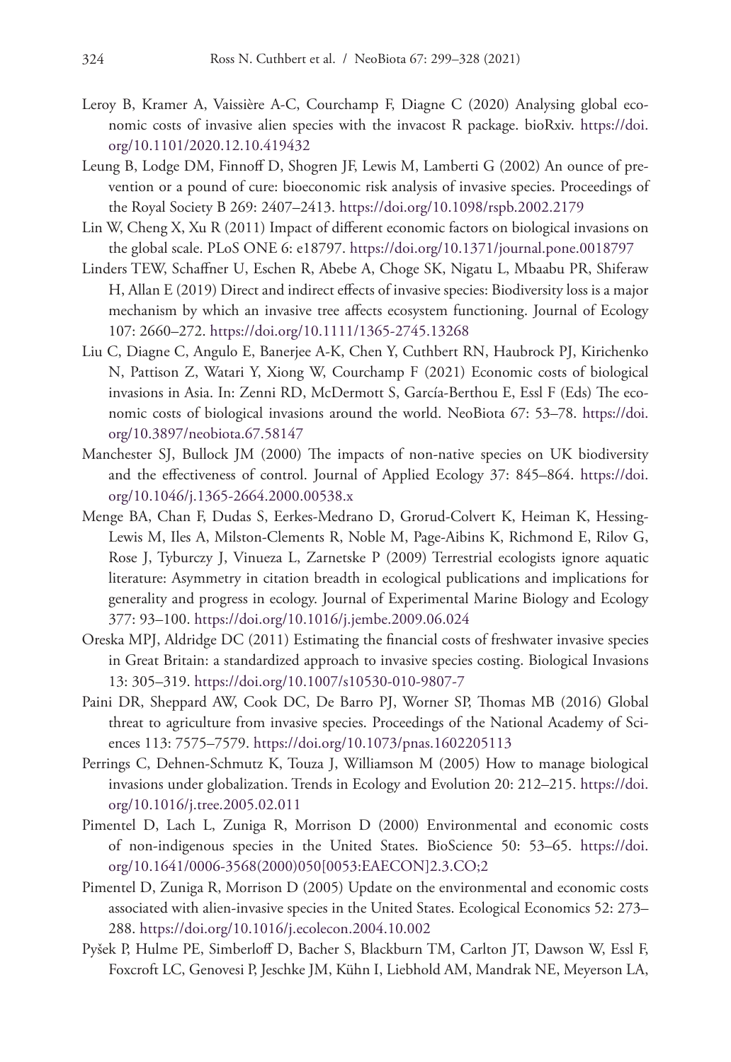Leroy B, Kramer A, Vaissière A-C, Courchamp F, Diagne C (2020) Analysing global economic costs of invasive alien species with the invacost R package. bioRxiv. https://doi.org/10.1101/2020.12.10.419432

Leung B, Lodge DM, Finnoff D, Shogren JF, Lewis M, Lamberti G (2002) An ounce of prevention or a pound of cure: bioeconomic risk analysis of invasive species. Proceedings of the Royal Society B 269: 2407–2413. https://doi.org/10.1098/rspb.2002.2179

Lin W, Cheng X, Xu R (2011) Impact of different economic factors on biological invasions on the global scale. PLoS ONE 6: e18797. https://doi.org/10.1371/journal.pone.0018797

Linders TEW, Schaffner U, Eschen R, Abebe A, Choge SK, Nigatu L, Mbaabu PR, Shiferaw H, Allan E (2019) Direct and indirect effects of invasive species: Biodiversity loss is a major mechanism by which an invasive tree affects ecosystem functioning. Journal of Ecology 107: 2660–272. https://doi.org/10.1111/1365-2745.13268

Liu C, Diagne C, Angulo E, Banerjee A-K, Chen Y, Cuthbert RN, Haubrock PJ, Kirichenko N, Pattison Z, Watari Y, Xiong W, Courchamp F (2021) Economic costs of biological invasions in Asia. In: Zenni RD, McDermott S, García-Berthou E, Essl F (Eds) The economic costs of biological invasions around the world. NeoBiota 67: 53–78. https://doi.org/10.3897/neobiota.67.58147

Manchester SJ, Bullock JM (2000) The impacts of non-native species on UK biodiversity and the effectiveness of control. Journal of Applied Ecology 37: 845–864. https://doi.org/10.1046/j.1365-2664.2000.00538.x

Menge BA, Chan F, Dudas S, Eerkes-Medrano D, Grorud-Colvert K, Heiman K, Hessing-Lewis M, Iles A, Milston-Clements R, Noble M, Page-Aibins K, Richmond E, Rilov G, Rose J, Tyburczy J, Vinueza L, Zarnetske P (2009) Terrestrial ecologists ignore aquatic literature: Asymmetry in citation breadth in ecological publications and implications for generality and progress in ecology. Journal of Experimental Marine Biology and Ecology 377: 93–100. https://doi.org/10.1016/j.jembe.2009.06.024

Oreska MPJ, Aldridge DC (2011) Estimating the financial costs of freshwater invasive species in Great Britain: a standardized approach to invasive species costing. Biological Invasions 13: 305–319. https://doi.org/10.1007/s10530-010-9807-7

Paini DR, Sheppard AW, Cook DC, De Barro PJ, Worner SP, Thomas MB (2016) Global threat to agriculture from invasive species. Proceedings of the National Academy of Sciences 113: 7575–7579. https://doi.org/10.1073/pnas.1602205113

Perrings C, Dehnen-Schmutz K, Touza J, Williamson M (2005) How to manage biological invasions under globalization. Trends in Ecology and Evolution 20: 212–215. https://doi.org/10.1016/j.tree.2005.02.011

Pimentel D, Lach L, Zuniga R, Morrison D (2000) Environmental and economic costs of non-indigenous species in the United States. BioScience 50: 53–65. https://doi.org/10.1641/0006-3568(2000)050[0053:EAECON]2.3.CO;2

Pimentel D, Zuniga R, Morrison D (2005) Update on the environmental and economic costs associated with alien-invasive species in the United States. Ecological Economics 52: 273–288. https://doi.org/10.1016/j.ecolecon.2004.10.002

Pyšek P, Hulme PE, Simberloff D, Bacher S, Blackburn TM, Carlton JT, Dawson W, Essl F, Foxcroft LC, Genovesi P, Jeschke JM, Kühn I, Liebhold AM, Mandrak NE, Meyerson LA,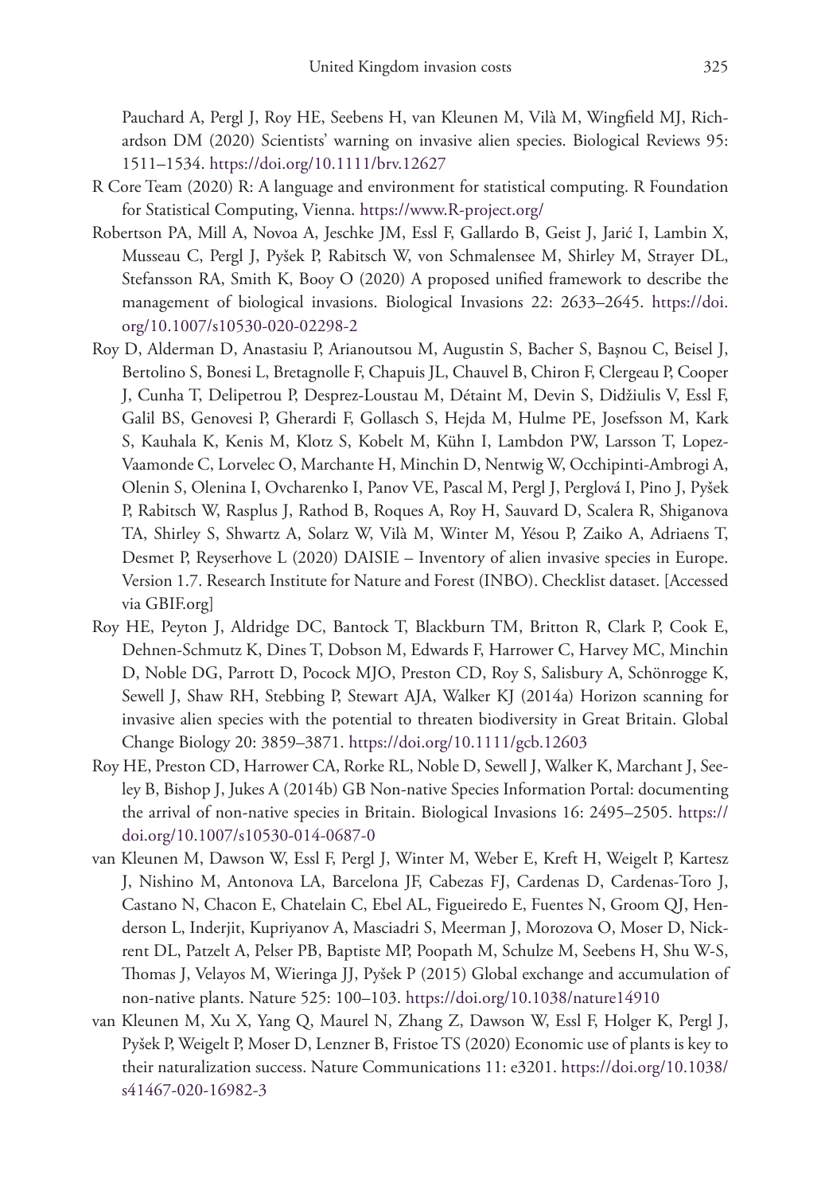Pauchard A, Pergl J, Roy HE, Seebens H, van Kleunen M, Vilà M, Wingfield MJ, Richardson DM (2020) Scientists' warning on invasive alien species. Biological Reviews 95: 1511–1534. https://doi.org/10.1111/brv.12627

R Core Team (2020) R: A language and environment for statistical computing. R Foundation for Statistical Computing, Vienna. https://www.R-project.org/

Robertson PA, Mill A, Novoa A, Jeschke JM, Essl F, Gallardo B, Geist J, Jarić I, Lambin X, Musseau C, Pergl J, Pyšek P, Rabitsch W, von Schmalensee M, Shirley M, Strayer DL, Stefansson RA, Smith K, Booy O (2020) A proposed unified framework to describe the management of biological invasions. Biological Invasions 22: 2633–2645. https://doi.org/10.1007/s10530-020-02298-2

Roy D, Alderman D, Anastasiu P, Arianoutsou M, Augustin S, Bacher S, Başnou C, Beisel J, Bertolino S, Bonesi L, Bretagnolle F, Chapuis JL, Chauvel B, Chiron F, Clergeau P, Cooper J, Cunha T, Delipetrou P, Desprez-Loustau M, Détaint M, Devin S, Didžiulis V, Essl F, Galil BS, Genovesi P, Gherardi F, Gollasch S, Hejda M, Hulme PE, Josefsson M, Kark S, Kauhala K, Kenis M, Klotz S, Kobelt M, Kühn I, Lambdon PW, Larsson T, Lopez-Vaamonde C, Lorvelec O, Marchante H, Minchin D, Nentwig W, Occhipinti-Ambrogi A, Olenin S, Olenina I, Ovcharenko I, Panov VE, Pascal M, Pergl J, Perglová I, Pino J, Pyšek P, Rabitsch W, Rasplus J, Rathod B, Roques A, Roy H, Sauvard D, Scalera R, Shiganova TA, Shirley S, Shwartz A, Solarz W, Vilà M, Winter M, Yésou P, Zaiko A, Adriaens T, Desmet P, Reyserhove L (2020) DAISIE – Inventory of alien invasive species in Europe. Version 1.7. Research Institute for Nature and Forest (INBO). Checklist dataset. [Accessed via GBIF.org]

Roy HE, Peyton J, Aldridge DC, Bantock T, Blackburn TM, Britton R, Clark P, Cook E, Dehnen-Schmutz K, Dines T, Dobson M, Edwards F, Harrower C, Harvey MC, Minchin D, Noble DG, Parrott D, Pocock MJO, Preston CD, Roy S, Salisbury A, Schönrogge K, Sewell J, Shaw RH, Stebbing P, Stewart AJA, Walker KJ (2014a) Horizon scanning for invasive alien species with the potential to threaten biodiversity in Great Britain. Global Change Biology 20: 3859–3871. https://doi.org/10.1111/gcb.12603

Roy HE, Preston CD, Harrower CA, Rorke RL, Noble D, Sewell J, Walker K, Marchant J, Seeley B, Bishop J, Jukes A (2014b) GB Non-native Species Information Portal: documenting the arrival of non-native species in Britain. Biological Invasions 16: 2495–2505. https://doi.org/10.1007/s10530-014-0687-0

van Kleunen M, Dawson W, Essl F, Pergl J, Winter M, Weber E, Kreft H, Weigelt P, Kartesz J, Nishino M, Antonova LA, Barcelona JF, Cabezas FJ, Cardenas D, Cardenas-Toro J, Castano N, Chacon E, Chatelain C, Ebel AL, Figueiredo E, Fuentes N, Groom QJ, Henderson L, Inderjit, Kupriyanov A, Masciadri S, Meerman J, Morozova O, Moser D, Nickrent DL, Patzelt A, Pelser PB, Baptiste MP, Poopath M, Schulze M, Seebens H, Shu W-S, Thomas J, Velayos M, Wieringa JJ, Pyšek P (2015) Global exchange and accumulation of non-native plants. Nature 525: 100–103. https://doi.org/10.1038/nature14910

van Kleunen M, Xu X, Yang Q, Maurel N, Zhang Z, Dawson W, Essl F, Holger K, Pergl J, Pyšek P, Weigelt P, Moser D, Lenzner B, Fristoe TS (2020) Economic use of plants is key to their naturalization success. Nature Communications 11: e3201. https://doi.org/10.1038/s41467-020-16982-3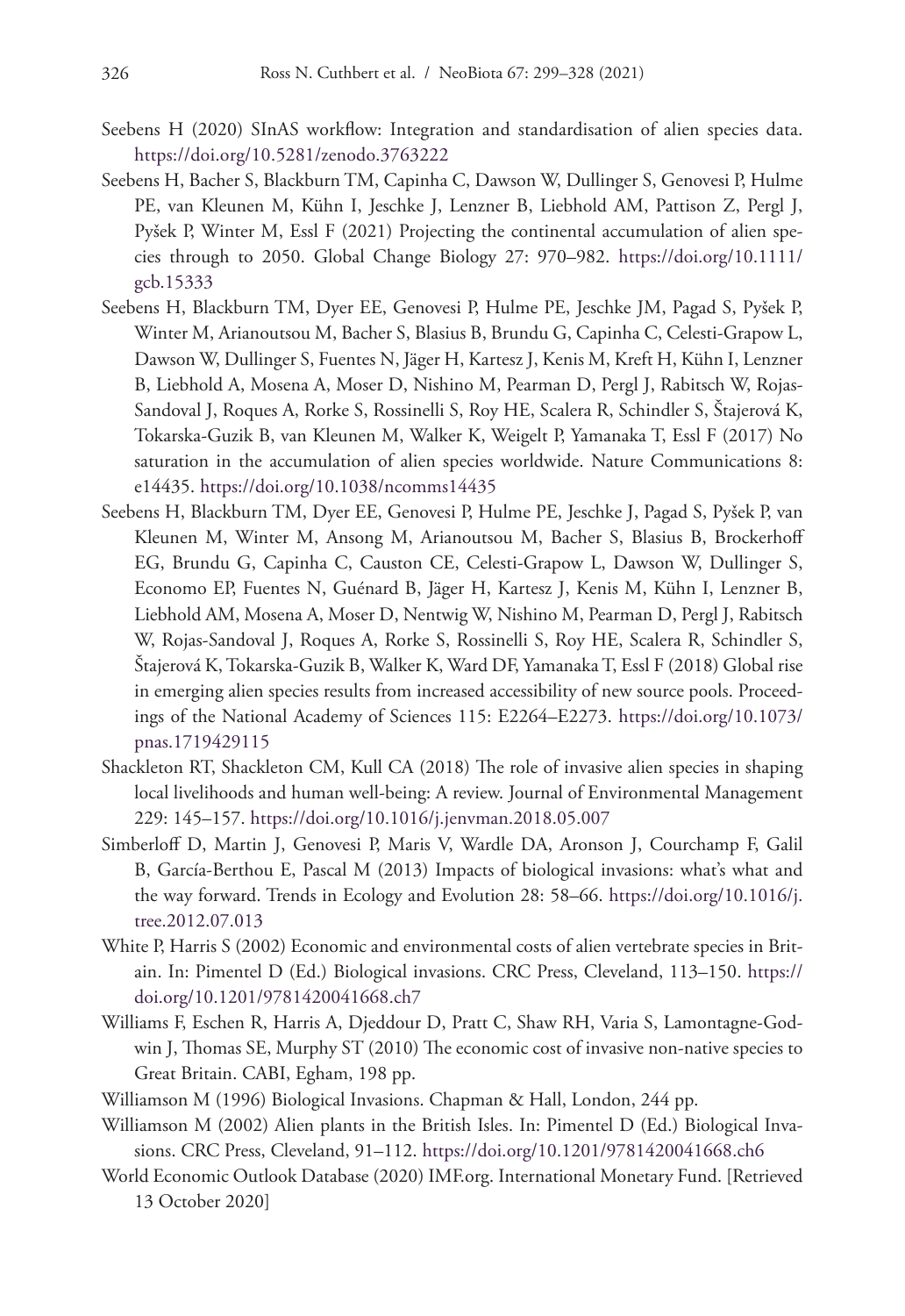Seebens H (2020) SInAS workflow: Integration and standardisation of alien species data. https://doi.org/10.5281/zenodo.3763222

Seebens H, Bacher S, Blackburn TM, Capinha C, Dawson W, Dullinger S, Genovesi P, Hulme PE, van Kleunen M, Kühn I, Jeschke J, Lenzner B, Liebhold AM, Pattison Z, Pergl J, Pyšek P, Winter M, Essl F (2021) Projecting the continental accumulation of alien species through to 2050. Global Change Biology 27: 970–982. https://doi.org/10.1111/gcb.15333

Seebens H, Blackburn TM, Dyer EE, Genovesi P, Hulme PE, Jeschke JM, Pagad S, Pyšek P, Winter M, Arianoutsou M, Bacher S, Blasius B, Brundu G, Capinha C, Celesti-Grapow L, Dawson W, Dullinger S, Fuentes N, Jäger H, Kartesz J, Kenis M, Kreft H, Kühn I, Lenzner B, Liebhold A, Mosena A, Moser D, Nishino M, Pearman D, Pergl J, Rabitsch W, Rojas-Sandoval J, Roques A, Rorke S, Rossinelli S, Roy HE, Scalera R, Schindler S, Štajerová K, Tokarska-Guzik B, van Kleunen M, Walker K, Weigelt P, Yamanaka T, Essl F (2017) No saturation in the accumulation of alien species worldwide. Nature Communications 8: e14435. https://doi.org/10.1038/ncomms14435

Seebens H, Blackburn TM, Dyer EE, Genovesi P, Hulme PE, Jeschke J, Pagad S, Pyšek P, van Kleunen M, Winter M, Ansong M, Arianoutsou M, Bacher S, Blasius B, Brockerhoff EG, Brundu G, Capinha C, Causton CE, Celesti-Grapow L, Dawson W, Dullinger S, Economo EP, Fuentes N, Guénard B, Jäger H, Kartesz J, Kenis M, Kühn I, Lenzner B, Liebhold AM, Mosena A, Moser D, Nentwig W, Nishino M, Pearman D, Pergl J, Rabitsch W, Rojas-Sandoval J, Roques A, Rorke S, Rossinelli S, Roy HE, Scalera R, Schindler S, Štajerová K, Tokarska-Guzik B, Walker K, Ward DF, Yamanaka T, Essl F (2018) Global rise in emerging alien species results from increased accessibility of new source pools. Proceedings of the National Academy of Sciences 115: E2264–E2273. https://doi.org/10.1073/pnas.1719429115

Shackleton RT, Shackleton CM, Kull CA (2018) The role of invasive alien species in shaping local livelihoods and human well-being: A review. Journal of Environmental Management 229: 145–157. https://doi.org/10.1016/j.jenvman.2018.05.007

Simberloff D, Martin J, Genovesi P, Maris V, Wardle DA, Aronson J, Courchamp F, Galil B, García-Berthou E, Pascal M (2013) Impacts of biological invasions: what's what and the way forward. Trends in Ecology and Evolution 28: 58–66. https://doi.org/10.1016/j.tree.2012.07.013

White P, Harris S (2002) Economic and environmental costs of alien vertebrate species in Britain. In: Pimentel D (Ed.) Biological invasions. CRC Press, Cleveland, 113–150. https://doi.org/10.1201/9781420041668.ch7

Williams F, Eschen R, Harris A, Djeddour D, Pratt C, Shaw RH, Varia S, Lamontagne-Godwin J, Thomas SE, Murphy ST (2010) The economic cost of invasive non-native species to Great Britain. CABI, Egham, 198 pp.

Williamson M (1996) Biological Invasions. Chapman & Hall, London, 244 pp.

Williamson M (2002) Alien plants in the British Isles. In: Pimentel D (Ed.) Biological Invasions. CRC Press, Cleveland, 91–112. https://doi.org/10.1201/9781420041668.ch6

World Economic Outlook Database (2020) IMF.org. International Monetary Fund. [Retrieved 13 October 2020]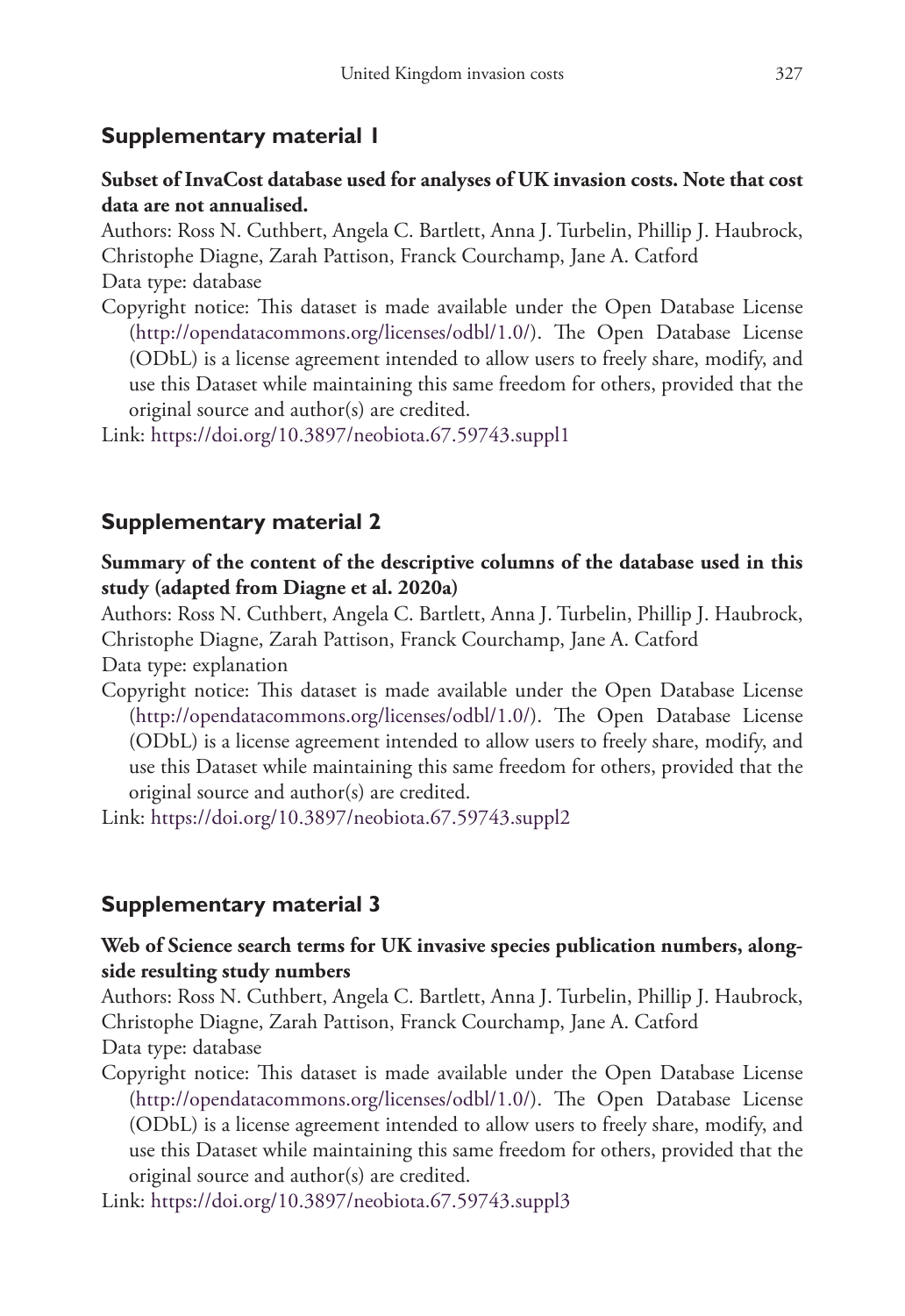## Supplementary material 1

**Subset of InvaCost database used for analyses of UK invasion costs. Note that cost data are not annualised.**

Authors: Ross N. Cuthbert, Angela C. Bartlett, Anna J. Turbelin, Phillip J. Haubrock, Christophe Diagne, Zarah Pattison, Franck Courchamp, Jane A. Catford

Data type: database

Copyright notice: This dataset is made available under the Open Database License (http://opendatacommons.org/licenses/odbl/1.0/). The Open Database License (ODbL) is a license agreement intended to allow users to freely share, modify, and use this Dataset while maintaining this same freedom for others, provided that the original source and author(s) are credited.

Link: https://doi.org/10.3897/neobiota.67.59743.suppl1

## Supplementary material 2

**Summary of the content of the descriptive columns of the database used in this study (adapted from Diagne et al. 2020a)**

Authors: Ross N. Cuthbert, Angela C. Bartlett, Anna J. Turbelin, Phillip J. Haubrock, Christophe Diagne, Zarah Pattison, Franck Courchamp, Jane A. Catford

Data type: explanation

Copyright notice: This dataset is made available under the Open Database License (http://opendatacommons.org/licenses/odbl/1.0/). The Open Database License (ODbL) is a license agreement intended to allow users to freely share, modify, and use this Dataset while maintaining this same freedom for others, provided that the original source and author(s) are credited.

Link: https://doi.org/10.3897/neobiota.67.59743.suppl2

## Supplementary material 3

**Web of Science search terms for UK invasive species publication numbers, alongside resulting study numbers**

Authors: Ross N. Cuthbert, Angela C. Bartlett, Anna J. Turbelin, Phillip J. Haubrock, Christophe Diagne, Zarah Pattison, Franck Courchamp, Jane A. Catford

Data type: database

Copyright notice: This dataset is made available under the Open Database License (http://opendatacommons.org/licenses/odbl/1.0/). The Open Database License (ODbL) is a license agreement intended to allow users to freely share, modify, and use this Dataset while maintaining this same freedom for others, provided that the original source and author(s) are credited.

Link: https://doi.org/10.3897/neobiota.67.59743.suppl3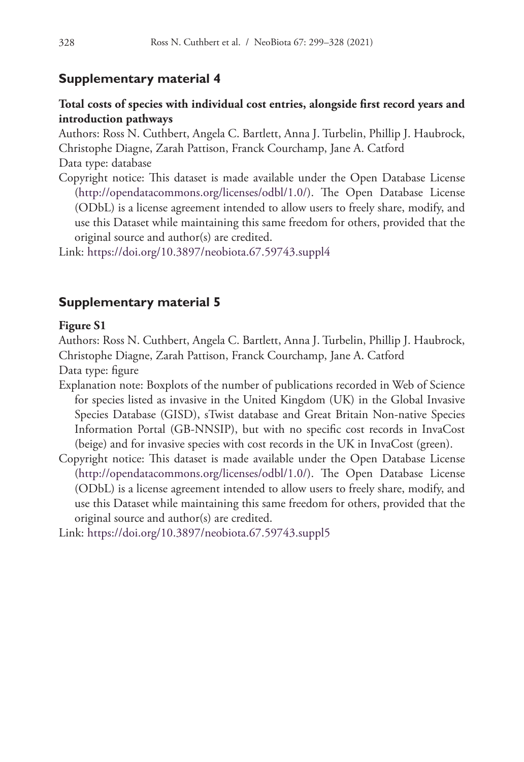## Supplementary material 4

**Total costs of species with individual cost entries, alongside first record years and introduction pathways**

Authors: Ross N. Cuthbert, Angela C. Bartlett, Anna J. Turbelin, Phillip J. Haubrock, Christophe Diagne, Zarah Pattison, Franck Courchamp, Jane A. Catford

Data type: database

Copyright notice: This dataset is made available under the Open Database License (http://opendatacommons.org/licenses/odbl/1.0/). The Open Database License (ODbL) is a license agreement intended to allow users to freely share, modify, and use this Dataset while maintaining this same freedom for others, provided that the original source and author(s) are credited.

Link: https://doi.org/10.3897/neobiota.67.59743.suppl4

## Supplementary material 5

**Figure S1**

Authors: Ross N. Cuthbert, Angela C. Bartlett, Anna J. Turbelin, Phillip J. Haubrock, Christophe Diagne, Zarah Pattison, Franck Courchamp, Jane A. Catford

Data type: figure

Explanation note: Boxplots of the number of publications recorded in Web of Science for species listed as invasive in the United Kingdom (UK) in the Global Invasive Species Database (GISD), sTwist database and Great Britain Non-native Species Information Portal (GB-NNSIP), but with no specific cost records in InvaCost (beige) and for invasive species with cost records in the UK in InvaCost (green).

Copyright notice: This dataset is made available under the Open Database License (http://opendatacommons.org/licenses/odbl/1.0/). The Open Database License (ODbL) is a license agreement intended to allow users to freely share, modify, and use this Dataset while maintaining this same freedom for others, provided that the original source and author(s) are credited.

Link: https://doi.org/10.3897/neobiota.67.59743.suppl5